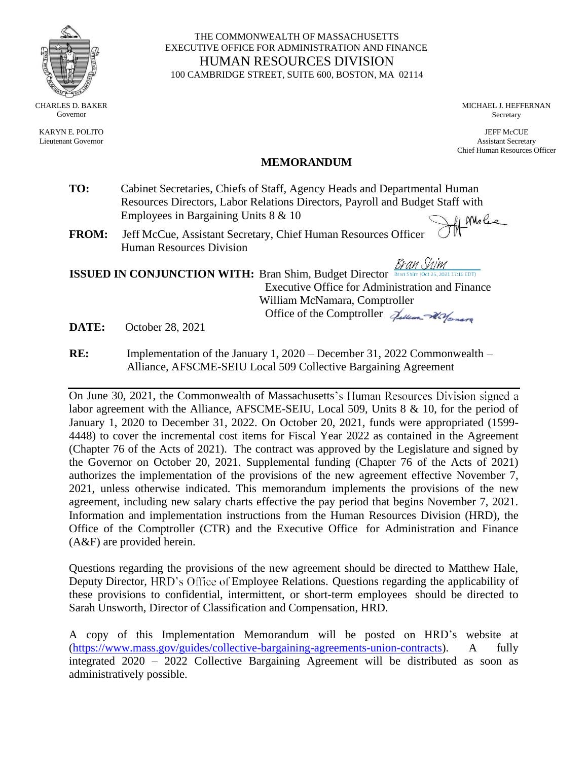THE COMMONWEALTH OF MASSACHUSETTS
EXECUTIVE OFFICE FOR ADMINISTRATION AND FINANCE
HUMAN RESOURCES DIVISION
100 CAMBRIDGE STREET, SUITE 600, BOSTON, MA 02114

CHARLES D. BAKER
Governor

KARYN E. POLITO
Lieutenant Governor

MICHAEL J. HEFFERNAN
Secretary

JEFF McCUE
Assistant Secretary
Chief Human Resources Officer

# MEMORANDUM

**TO:** Cabinet Secretaries, Chiefs of Staff, Agency Heads and Departmental Human Resources Directors, Labor Relations Directors, Payroll and Budget Staff with Employees in Bargaining Units 8 & 10

**FROM:** Jeff McCue, Assistant Secretary, Chief Human Resources Officer
Human Resources Division

**ISSUED IN CONJUNCTION WITH:** Bran Shim, Budget Director
Bran Shim (Oct 26, 2021 17:18 EDT)
Executive Office for Administration and Finance
William McNamara, Comptroller
Office of the Comptroller

**DATE:** October 28, 2021

**RE:** Implementation of the January 1, 2020 – December 31, 2022 Commonwealth – Alliance, AFSCME-SEIU Local 509 Collective Bargaining Agreement

---

On June 30, 2021, the Commonwealth of Massachusetts's Human Resources Division signed a labor agreement with the Alliance, AFSCME-SEIU, Local 509, Units 8 & 10, for the period of January 1, 2020 to December 31, 2022. On October 20, 2021, funds were appropriated (1599-4448) to cover the incremental cost items for Fiscal Year 2022 as contained in the Agreement (Chapter 76 of the Acts of 2021). The contract was approved by the Legislature and signed by the Governor on October 20, 2021. Supplemental funding (Chapter 76 of the Acts of 2021) authorizes the implementation of the provisions of the new agreement effective November 7, 2021, unless otherwise indicated. This memorandum implements the provisions of the new agreement, including new salary charts effective the pay period that begins November 7, 2021. Information and implementation instructions from the Human Resources Division (HRD), the Office of the Comptroller (CTR) and the Executive Office for Administration and Finance (A&F) are provided herein.

Questions regarding the provisions of the new agreement should be directed to Matthew Hale, Deputy Director, HRD's Office of Employee Relations. Questions regarding the applicability of these provisions to confidential, intermittent, or short-term employees should be directed to Sarah Unsworth, Director of Classification and Compensation, HRD.

A copy of this Implementation Memorandum will be posted on HRD's website at (https://www.mass.gov/guides/collective-bargaining-agreements-union-contracts). A fully integrated 2020 – 2022 Collective Bargaining Agreement will be distributed as soon as administratively possible.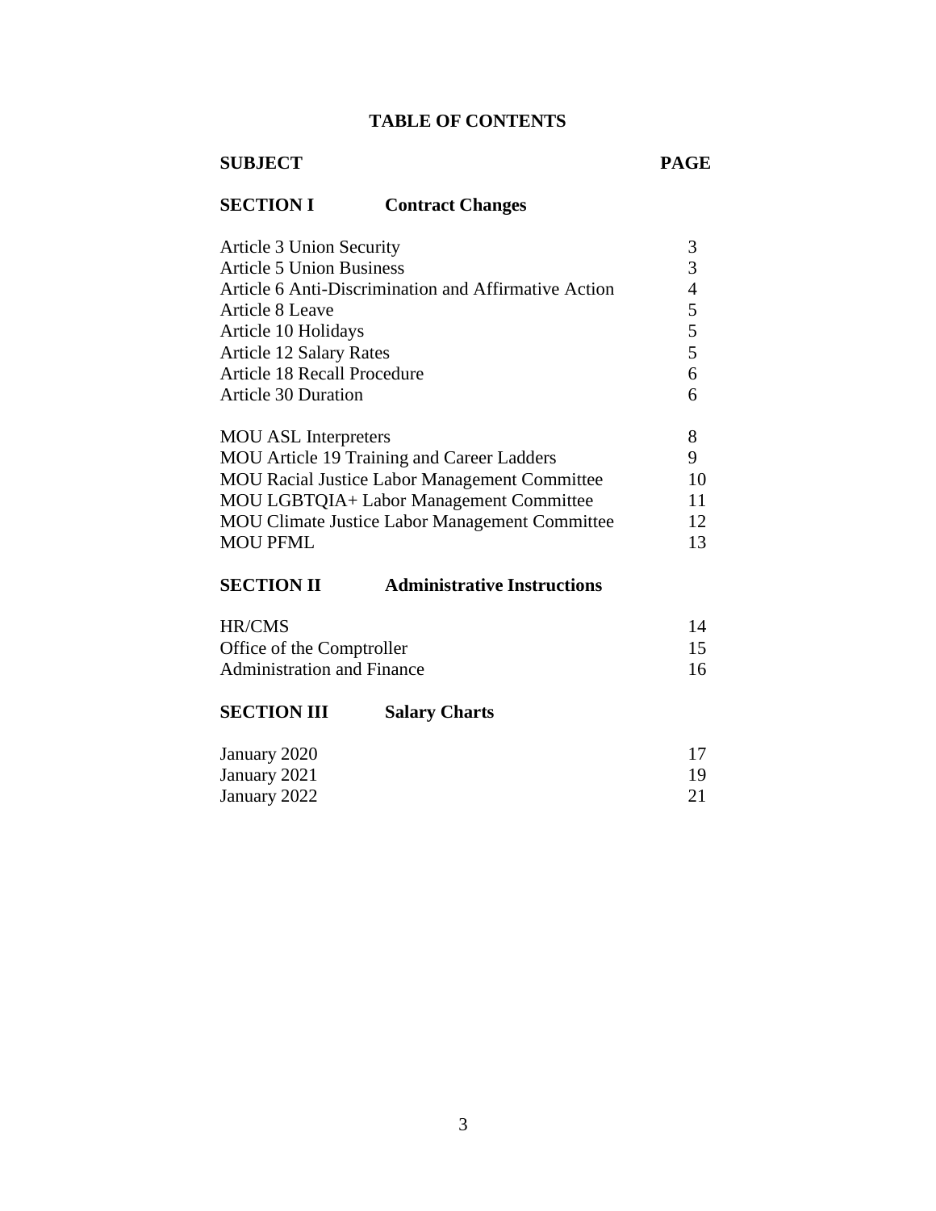# TABLE OF CONTENTS

| SUBJECT | PAGE |
|---|---|
| **SECTION I Contract Changes** | |
| Article 3 Union Security | 3 |
| Article 5 Union Business | 3 |
| Article 6 Anti-Discrimination and Affirmative Action | 4 |
| Article 8 Leave | 5 |
| Article 10 Holidays | 5 |
| Article 12 Salary Rates | 5 |
| Article 18 Recall Procedure | 6 |
| Article 30 Duration | 6 |
| MOU ASL Interpreters | 8 |
| MOU Article 19 Training and Career Ladders | 9 |
| MOU Racial Justice Labor Management Committee | 10 |
| MOU LGBTQIA+ Labor Management Committee | 11 |
| MOU Climate Justice Labor Management Committee | 12 |
| MOU PFML | 13 |
| **SECTION II Administrative Instructions** | |
| HR/CMS | 14 |
| Office of the Comptroller | 15 |
| Administration and Finance | 16 |
| **SECTION III Salary Charts** | |
| January 2020 | 17 |
| January 2021 | 19 |
| January 2022 | 21 |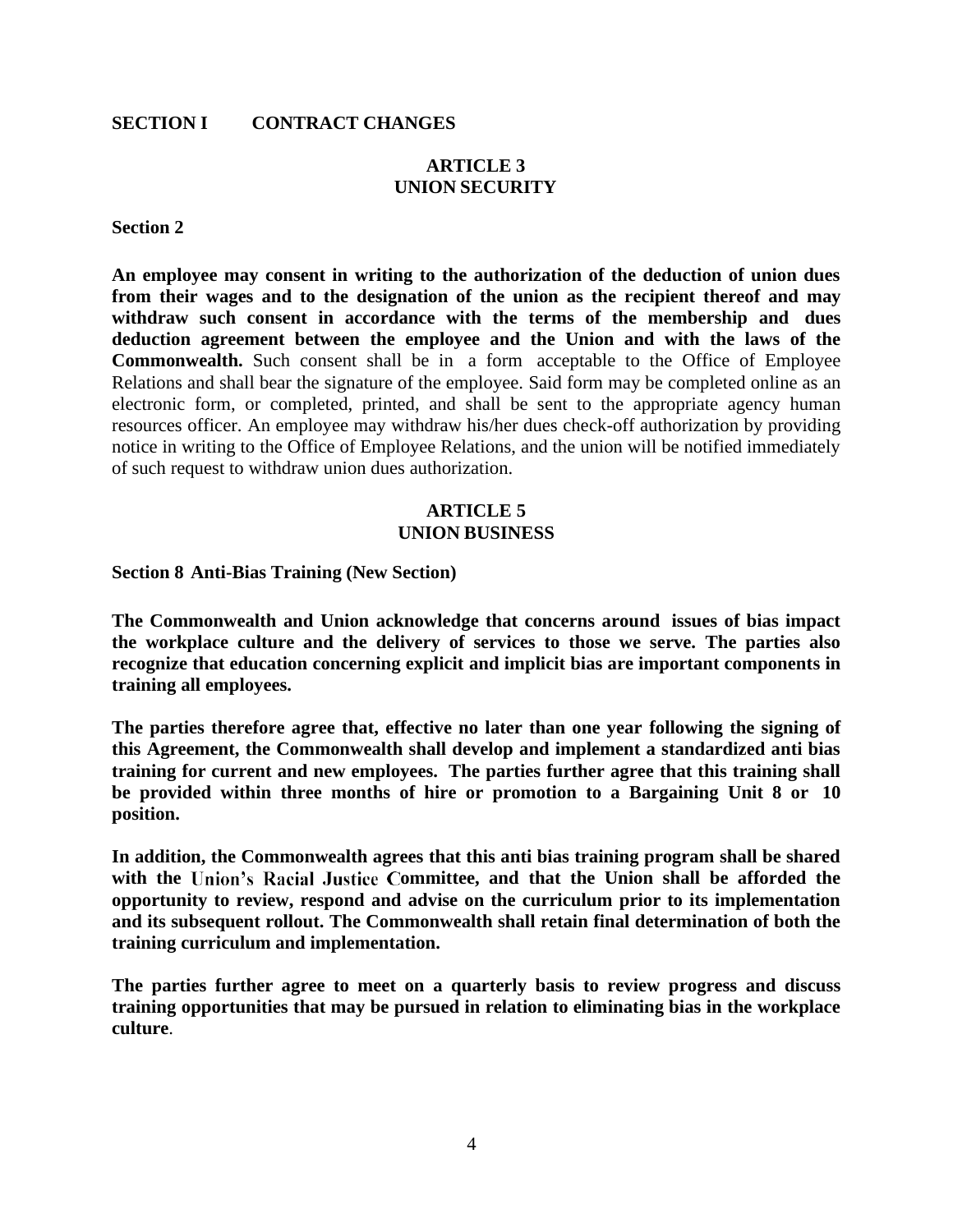## SECTION I CONTRACT CHANGES

### ARTICLE 3
### UNION SECURITY

**Section 2**

**An employee may consent in writing to the authorization of the deduction of union dues from their wages and to the designation of the union as the recipient thereof and may withdraw such consent in accordance with the terms of the membership and dues deduction agreement between the employee and the Union and with the laws of the Commonwealth.** Such consent shall be in a form acceptable to the Office of Employee Relations and shall bear the signature of the employee. Said form may be completed online as an electronic form, or completed, printed, and shall be sent to the appropriate agency human resources officer. An employee may withdraw his/her dues check-off authorization by providing notice in writing to the Office of Employee Relations, and the union will be notified immediately of such request to withdraw union dues authorization.

### ARTICLE 5
### UNION BUSINESS

**Section 8 Anti-Bias Training (New Section)**

**The Commonwealth and Union acknowledge that concerns around issues of bias impact the workplace culture and the delivery of services to those we serve. The parties also recognize that education concerning explicit and implicit bias are important components in training all employees.**

**The parties therefore agree that, effective no later than one year following the signing of this Agreement, the Commonwealth shall develop and implement a standardized anti bias training for current and new employees. The parties further agree that this training shall be provided within three months of hire or promotion to a Bargaining Unit 8 or 10 position.**

**In addition, the Commonwealth agrees that this anti bias training program shall be shared with the Union's Racial Justice Committee, and that the Union shall be afforded the opportunity to review, respond and advise on the curriculum prior to its implementation and its subsequent rollout. The Commonwealth shall retain final determination of both the training curriculum and implementation.**

**The parties further agree to meet on a quarterly basis to review progress and discuss training opportunities that may be pursued in relation to eliminating bias in the workplace culture**.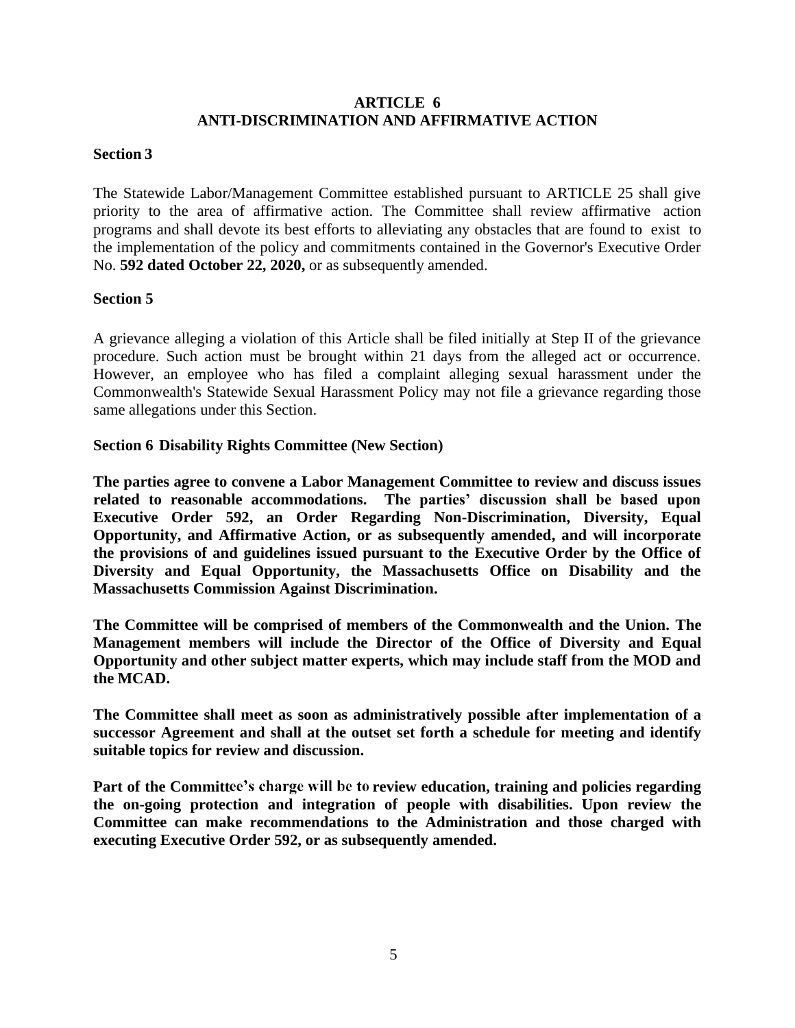# ARTICLE 6
# ANTI-DISCRIMINATION AND AFFIRMATIVE ACTION

**Section 3**

The Statewide Labor/Management Committee established pursuant to ARTICLE 25 shall give priority to the area of affirmative action. The Committee shall review affirmative action programs and shall devote its best efforts to alleviating any obstacles that are found to exist to the implementation of the policy and commitments contained in the Governor's Executive Order No. **592 dated October 22, 2020,** or as subsequently amended.

**Section 5**

A grievance alleging a violation of this Article shall be filed initially at Step II of the grievance procedure. Such action must be brought within 21 days from the alleged act or occurrence. However, an employee who has filed a complaint alleging sexual harassment under the Commonwealth's Statewide Sexual Harassment Policy may not file a grievance regarding those same allegations under this Section.

**Section 6 Disability Rights Committee (New Section)**

**The parties agree to convene a Labor Management Committee to review and discuss issues related to reasonable accommodations. The parties' discussion shall be based upon Executive Order 592, an Order Regarding Non-Discrimination, Diversity, Equal Opportunity, and Affirmative Action, or as subsequently amended, and will incorporate the provisions of and guidelines issued pursuant to the Executive Order by the Office of Diversity and Equal Opportunity, the Massachusetts Office on Disability and the Massachusetts Commission Against Discrimination.**

**The Committee will be comprised of members of the Commonwealth and the Union. The Management members will include the Director of the Office of Diversity and Equal Opportunity and other subject matter experts, which may include staff from the MOD and the MCAD.**

**The Committee shall meet as soon as administratively possible after implementation of a successor Agreement and shall at the outset set forth a schedule for meeting and identify suitable topics for review and discussion.**

**Part of the Committee's charge will be to review education, training and policies regarding the on-going protection and integration of people with disabilities. Upon review the Committee can make recommendations to the Administration and those charged with executing Executive Order 592, or as subsequently amended.**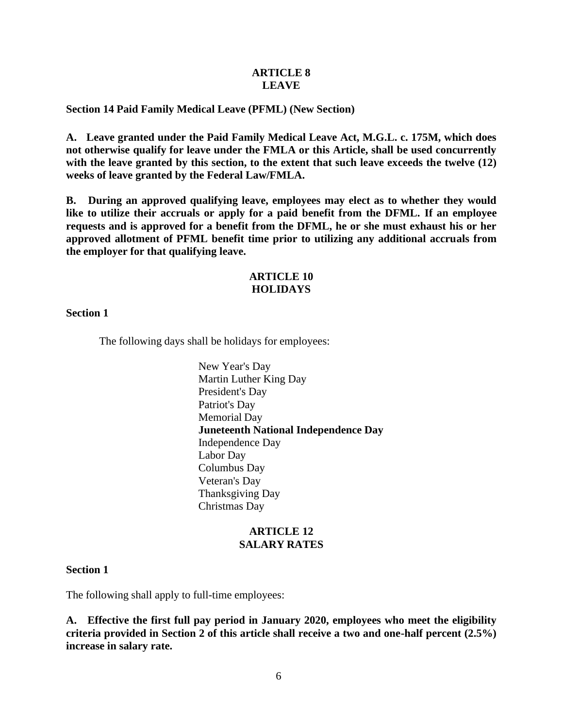## ARTICLE 8
## LEAVE

**Section 14 Paid Family Medical Leave (PFML) (New Section)**

**A. Leave granted under the Paid Family Medical Leave Act, M.G.L. c. 175M, which does not otherwise qualify for leave under the FMLA or this Article, shall be used concurrently with the leave granted by this section, to the extent that such leave exceeds the twelve (12) weeks of leave granted by the Federal Law/FMLA.**

**B. During an approved qualifying leave, employees may elect as to whether they would like to utilize their accruals or apply for a paid benefit from the DFML. If an employee requests and is approved for a benefit from the DFML, he or she must exhaust his or her approved allotment of PFML benefit time prior to utilizing any additional accruals from the employer for that qualifying leave.**

## ARTICLE 10
## HOLIDAYS

**Section 1**

The following days shall be holidays for employees:

New Year's Day
Martin Luther King Day
President's Day
Patriot's Day
Memorial Day
**Juneteenth National Independence Day**
Independence Day
Labor Day
Columbus Day
Veteran's Day
Thanksgiving Day
Christmas Day

## ARTICLE 12
## SALARY RATES

**Section 1**

The following shall apply to full-time employees:

**A. Effective the first full pay period in January 2020, employees who meet the eligibility criteria provided in Section 2 of this article shall receive a two and one-half percent (2.5%) increase in salary rate.**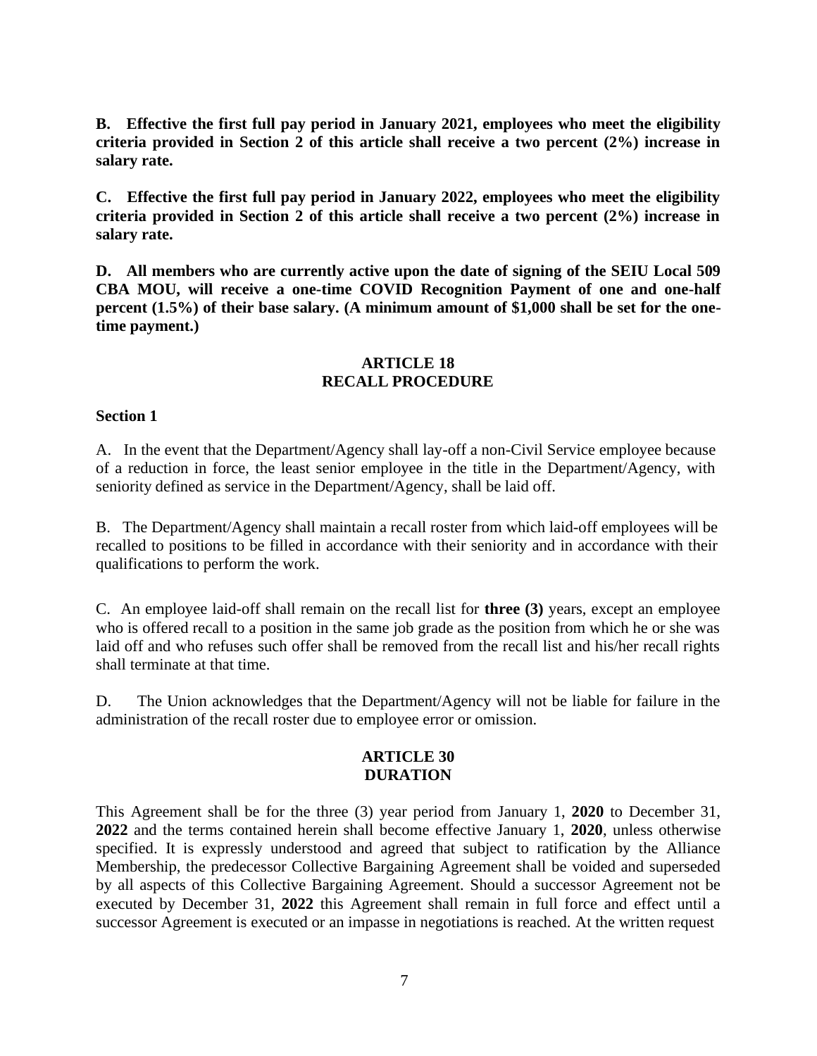**B. Effective the first full pay period in January 2021, employees who meet the eligibility criteria provided in Section 2 of this article shall receive a two percent (2%) increase in salary rate.**

**C. Effective the first full pay period in January 2022, employees who meet the eligibility criteria provided in Section 2 of this article shall receive a two percent (2%) increase in salary rate.**

**D. All members who are currently active upon the date of signing of the SEIU Local 509 CBA MOU, will receive a one-time COVID Recognition Payment of one and one-half percent (1.5%) of their base salary. (A minimum amount of $1,000 shall be set for the one-time payment.)**

## ARTICLE 18
## RECALL PROCEDURE

**Section 1**

A. In the event that the Department/Agency shall lay-off a non-Civil Service employee because of a reduction in force, the least senior employee in the title in the Department/Agency, with seniority defined as service in the Department/Agency, shall be laid off.

B. The Department/Agency shall maintain a recall roster from which laid-off employees will be recalled to positions to be filled in accordance with their seniority and in accordance with their qualifications to perform the work.

C. An employee laid-off shall remain on the recall list for **three (3)** years, except an employee who is offered recall to a position in the same job grade as the position from which he or she was laid off and who refuses such offer shall be removed from the recall list and his/her recall rights shall terminate at that time.

D. The Union acknowledges that the Department/Agency will not be liable for failure in the administration of the recall roster due to employee error or omission.

## ARTICLE 30
## DURATION

This Agreement shall be for the three (3) year period from January 1, **2020** to December 31, **2022** and the terms contained herein shall become effective January 1, **2020**, unless otherwise specified. It is expressly understood and agreed that subject to ratification by the Alliance Membership, the predecessor Collective Bargaining Agreement shall be voided and superseded by all aspects of this Collective Bargaining Agreement. Should a successor Agreement not be executed by December 31, **2022** this Agreement shall remain in full force and effect until a successor Agreement is executed or an impasse in negotiations is reached. At the written request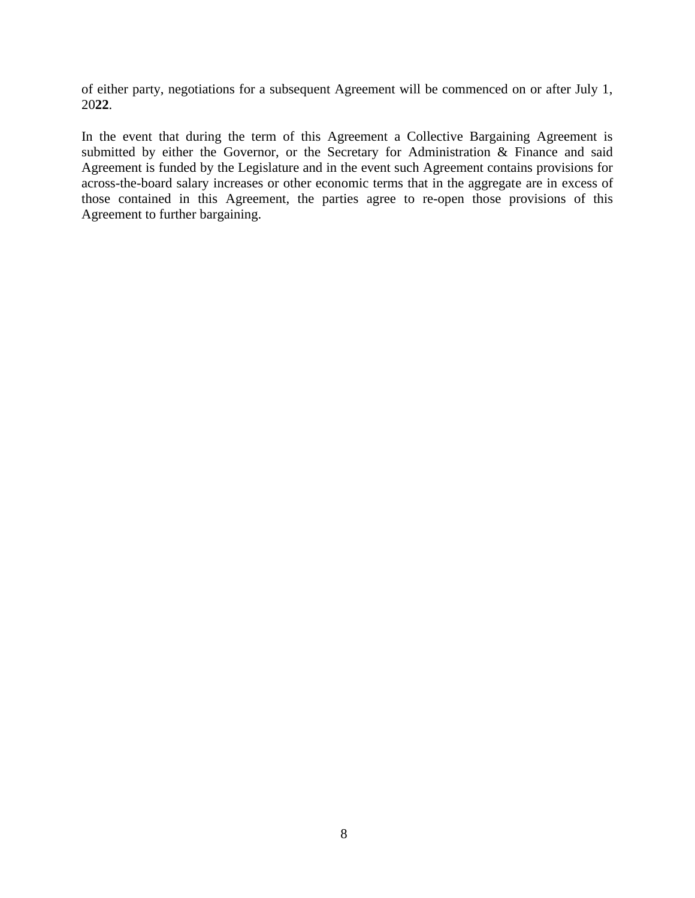of either party, negotiations for a subsequent Agreement will be commenced on or after July 1, 20**22**.

In the event that during the term of this Agreement a Collective Bargaining Agreement is submitted by either the Governor, or the Secretary for Administration & Finance and said Agreement is funded by the Legislature and in the event such Agreement contains provisions for across-the-board salary increases or other economic terms that in the aggregate are in excess of those contained in this Agreement, the parties agree to re-open those provisions of this Agreement to further bargaining.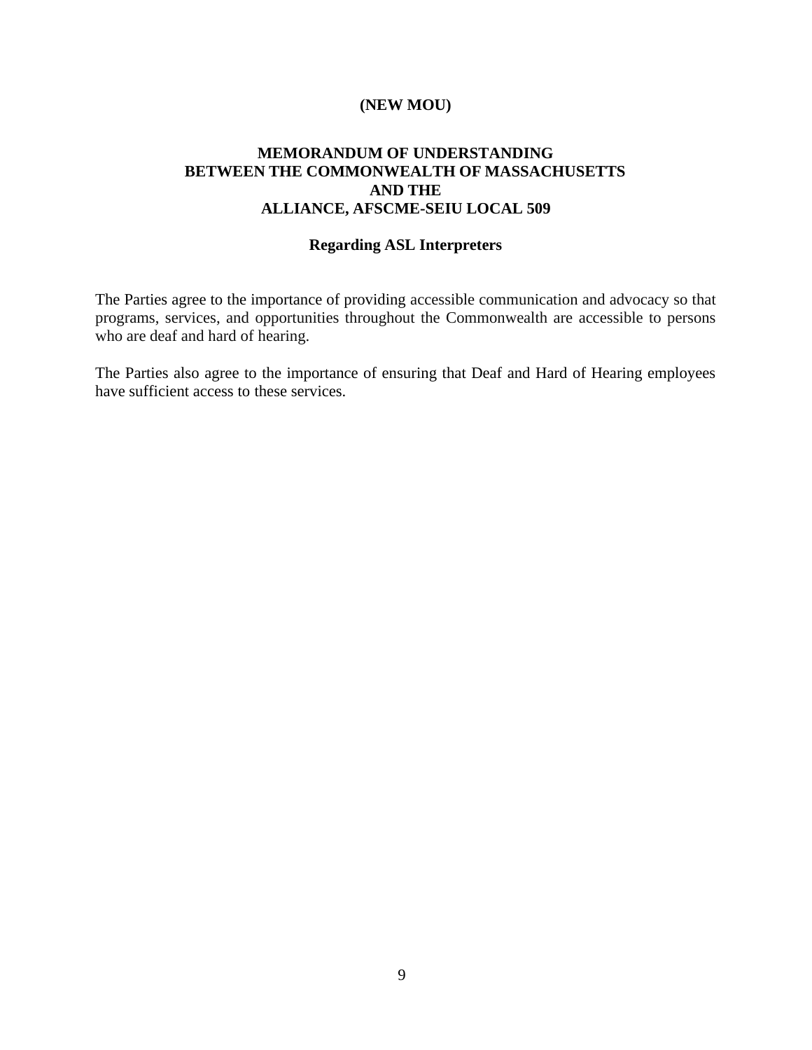**(NEW MOU)**

# MEMORANDUM OF UNDERSTANDING BETWEEN THE COMMONWEALTH OF MASSACHUSETTS AND THE ALLIANCE, AFSCME-SEIU LOCAL 509

## Regarding ASL Interpreters

The Parties agree to the importance of providing accessible communication and advocacy so that programs, services, and opportunities throughout the Commonwealth are accessible to persons who are deaf and hard of hearing.

The Parties also agree to the importance of ensuring that Deaf and Hard of Hearing employees have sufficient access to these services.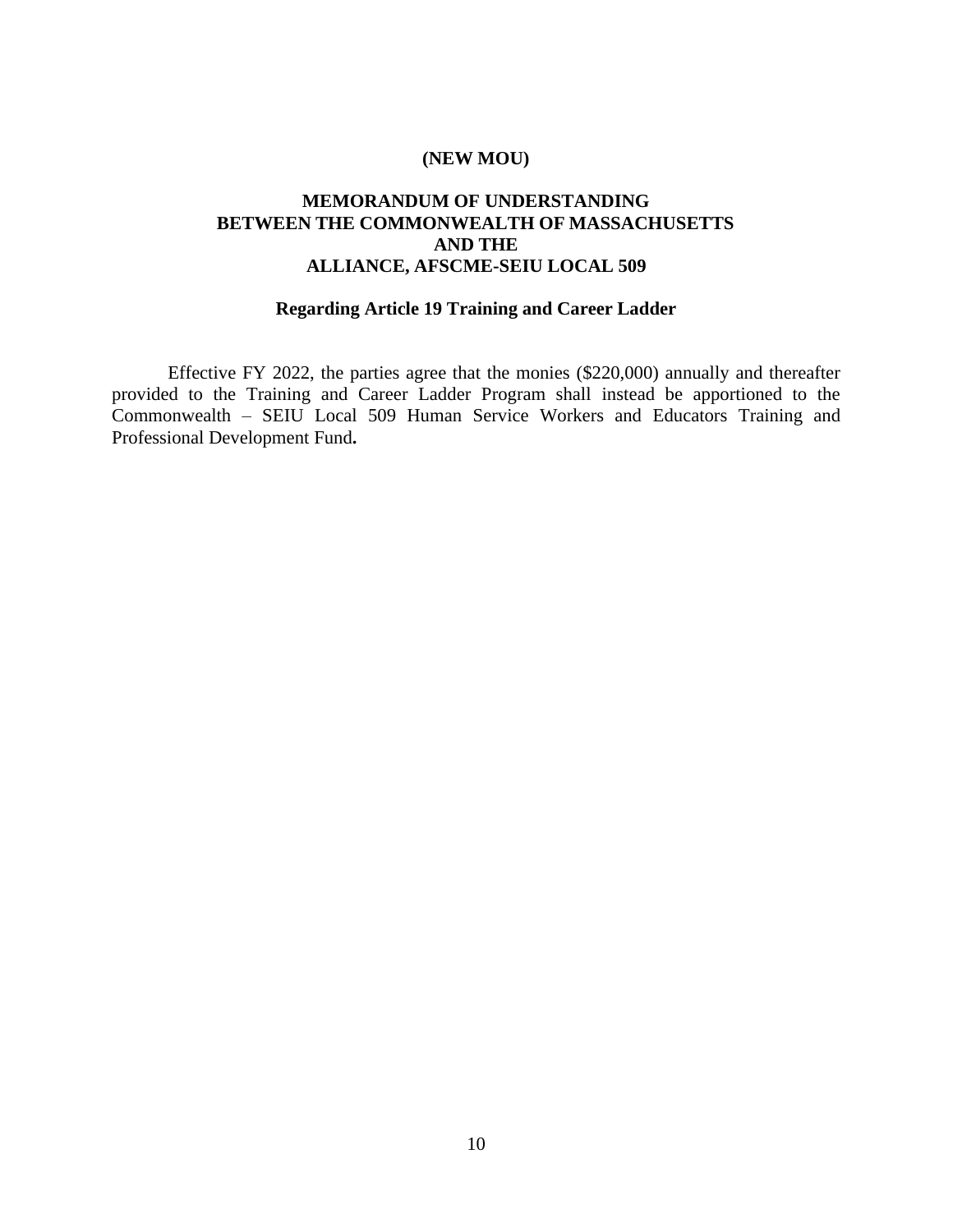**(NEW MOU)**

# MEMORANDUM OF UNDERSTANDING BETWEEN THE COMMONWEALTH OF MASSACHUSETTS AND THE ALLIANCE, AFSCME-SEIU LOCAL 509

## Regarding Article 19 Training and Career Ladder

Effective FY 2022, the parties agree that the monies ($220,000) annually and thereafter provided to the Training and Career Ladder Program shall instead be apportioned to the Commonwealth – SEIU Local 509 Human Service Workers and Educators Training and Professional Development Fund**.**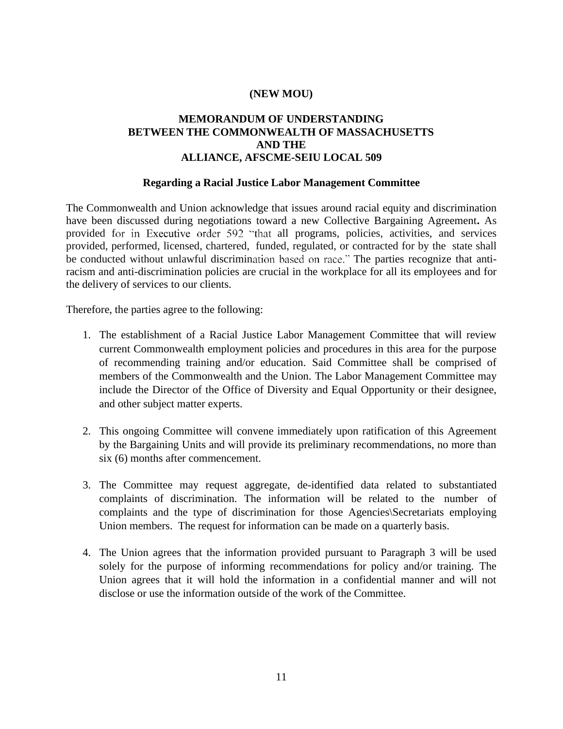**(NEW MOU)**

# MEMORANDUM OF UNDERSTANDING BETWEEN THE COMMONWEALTH OF MASSACHUSETTS AND THE ALLIANCE, AFSCME-SEIU LOCAL 509

## Regarding a Racial Justice Labor Management Committee

The Commonwealth and Union acknowledge that issues around racial equity and discrimination have been discussed during negotiations toward a new Collective Bargaining Agreement**.** As provided for in Executive order 592 "that all programs, policies, activities, and services provided, performed, licensed, chartered, funded, regulated, or contracted for by the state shall be conducted without unlawful discrimination based on race." The parties recognize that anti-racism and anti-discrimination policies are crucial in the workplace for all its employees and for the delivery of services to our clients.

Therefore, the parties agree to the following:

1. The establishment of a Racial Justice Labor Management Committee that will review current Commonwealth employment policies and procedures in this area for the purpose of recommending training and/or education. Said Committee shall be comprised of members of the Commonwealth and the Union. The Labor Management Committee may include the Director of the Office of Diversity and Equal Opportunity or their designee, and other subject matter experts.

2. This ongoing Committee will convene immediately upon ratification of this Agreement by the Bargaining Units and will provide its preliminary recommendations, no more than six (6) months after commencement.

3. The Committee may request aggregate, de-identified data related to substantiated complaints of discrimination. The information will be related to the number of complaints and the type of discrimination for those Agencies\Secretariats employing Union members. The request for information can be made on a quarterly basis.

4. The Union agrees that the information provided pursuant to Paragraph 3 will be used solely for the purpose of informing recommendations for policy and/or training. The Union agrees that it will hold the information in a confidential manner and will not disclose or use the information outside of the work of the Committee.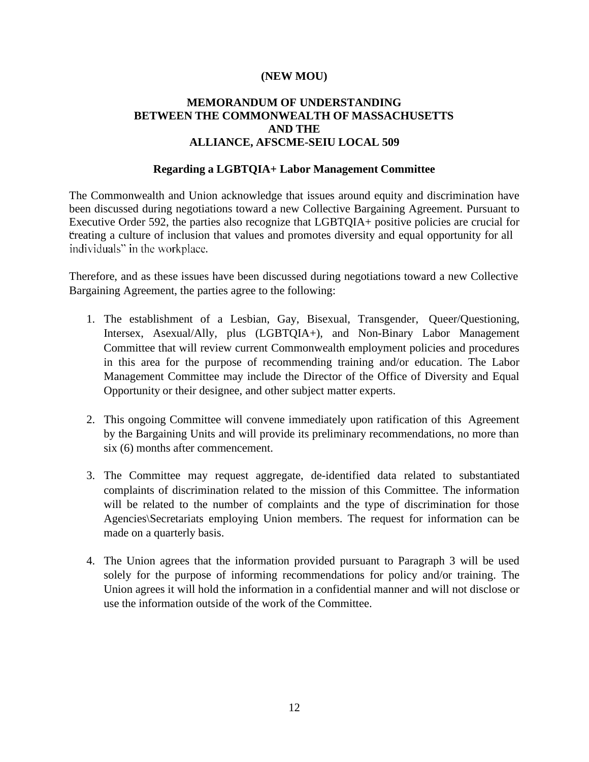**(NEW MOU)**

**MEMORANDUM OF UNDERSTANDING
BETWEEN THE COMMONWEALTH OF MASSACHUSETTS
AND THE
ALLIANCE, AFSCME-SEIU LOCAL 509**

**Regarding a LGBTQIA+ Labor Management Committee**

The Commonwealth and Union acknowledge that issues around equity and discrimination have been discussed during negotiations toward a new Collective Bargaining Agreement. Pursuant to Executive Order 592, the parties also recognize that LGBTQIA+ positive policies are crucial for "creating a culture of inclusion that values and promotes diversity and equal opportunity for all individuals" in the workplace.

Therefore, and as these issues have been discussed during negotiations toward a new Collective Bargaining Agreement, the parties agree to the following:

1. The establishment of a Lesbian, Gay, Bisexual, Transgender, Queer/Questioning, Intersex, Asexual/Ally, plus (LGBTQIA+), and Non-Binary Labor Management Committee that will review current Commonwealth employment policies and procedures in this area for the purpose of recommending training and/or education. The Labor Management Committee may include the Director of the Office of Diversity and Equal Opportunity or their designee, and other subject matter experts.

2. This ongoing Committee will convene immediately upon ratification of this Agreement by the Bargaining Units and will provide its preliminary recommendations, no more than six (6) months after commencement.

3. The Committee may request aggregate, de-identified data related to substantiated complaints of discrimination related to the mission of this Committee. The information will be related to the number of complaints and the type of discrimination for those Agencies\Secretariats employing Union members. The request for information can be made on a quarterly basis.

4. The Union agrees that the information provided pursuant to Paragraph 3 will be used solely for the purpose of informing recommendations for policy and/or training. The Union agrees it will hold the information in a confidential manner and will not disclose or use the information outside of the work of the Committee.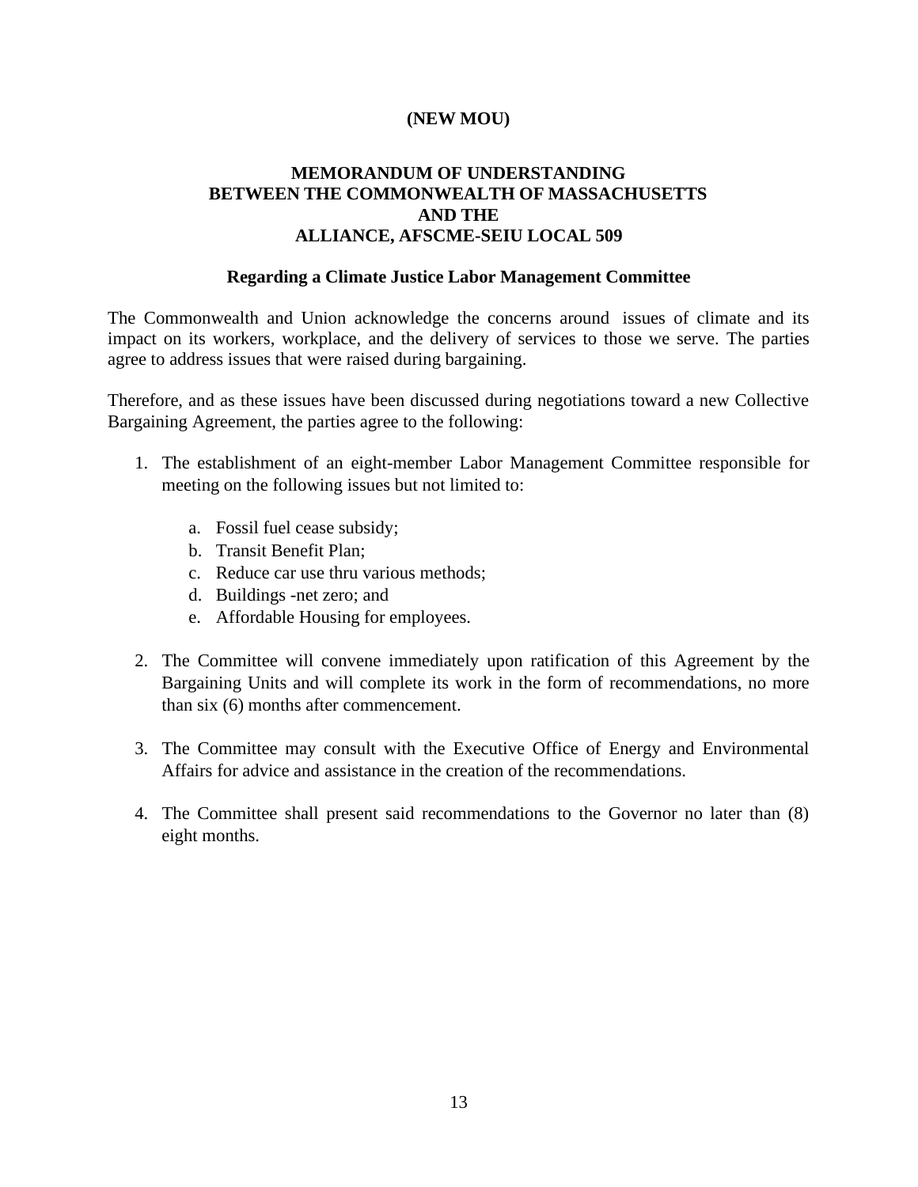**(NEW MOU)**

# MEMORANDUM OF UNDERSTANDING BETWEEN THE COMMONWEALTH OF MASSACHUSETTS AND THE ALLIANCE, AFSCME-SEIU LOCAL 509

## Regarding a Climate Justice Labor Management Committee

The Commonwealth and Union acknowledge the concerns around issues of climate and its impact on its workers, workplace, and the delivery of services to those we serve. The parties agree to address issues that were raised during bargaining.

Therefore, and as these issues have been discussed during negotiations toward a new Collective Bargaining Agreement, the parties agree to the following:

1. The establishment of an eight-member Labor Management Committee responsible for meeting on the following issues but not limited to:

   a. Fossil fuel cease subsidy;
   b. Transit Benefit Plan;
   c. Reduce car use thru various methods;
   d. Buildings -net zero; and
   e. Affordable Housing for employees.

2. The Committee will convene immediately upon ratification of this Agreement by the Bargaining Units and will complete its work in the form of recommendations, no more than six (6) months after commencement.

3. The Committee may consult with the Executive Office of Energy and Environmental Affairs for advice and assistance in the creation of the recommendations.

4. The Committee shall present said recommendations to the Governor no later than (8) eight months.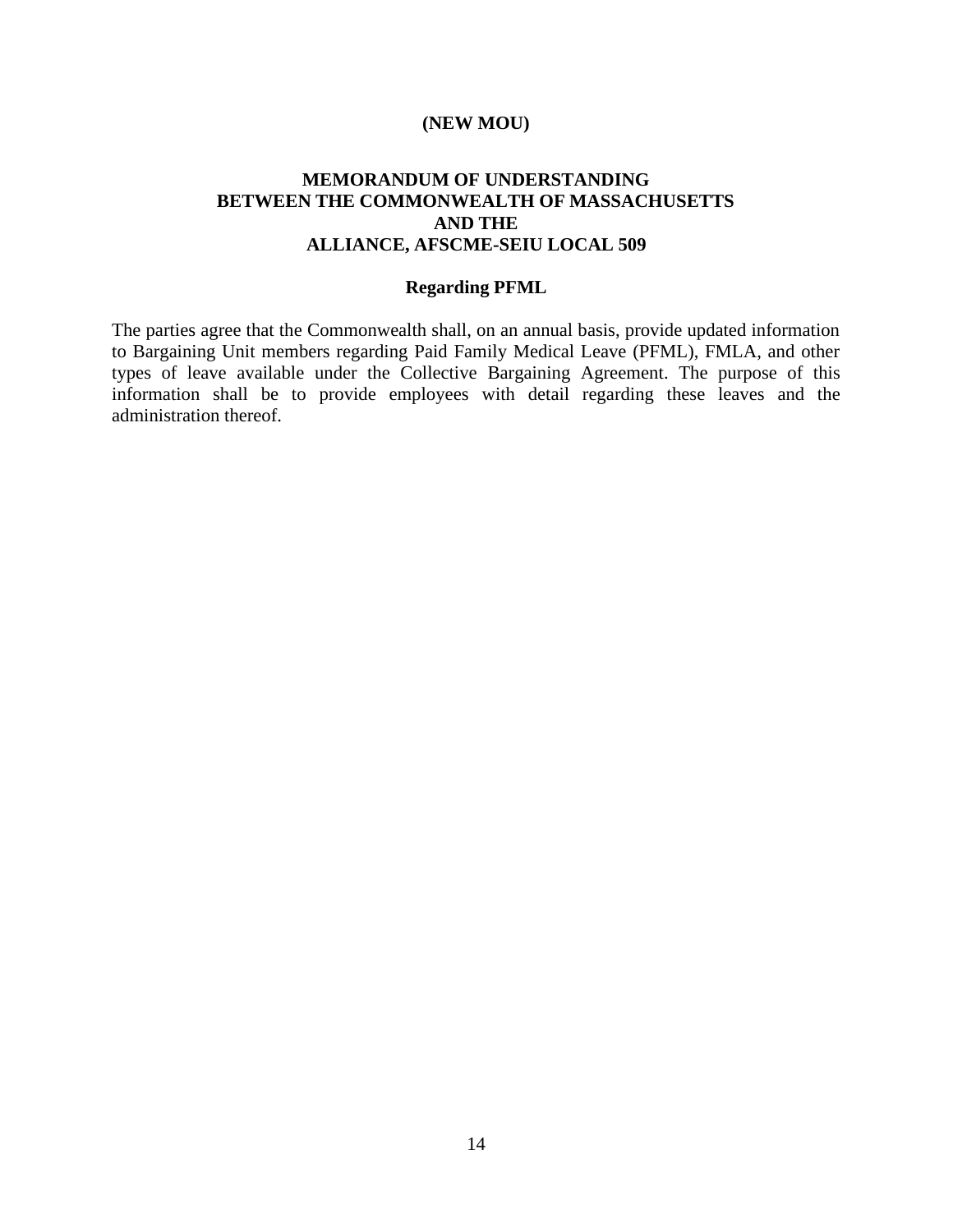**(NEW MOU)**

# MEMORANDUM OF UNDERSTANDING
# BETWEEN THE COMMONWEALTH OF MASSACHUSETTS
# AND THE
# ALLIANCE, AFSCME-SEIU LOCAL 509

## Regarding PFML

The parties agree that the Commonwealth shall, on an annual basis, provide updated information to Bargaining Unit members regarding Paid Family Medical Leave (PFML), FMLA, and other types of leave available under the Collective Bargaining Agreement. The purpose of this information shall be to provide employees with detail regarding these leaves and the administration thereof.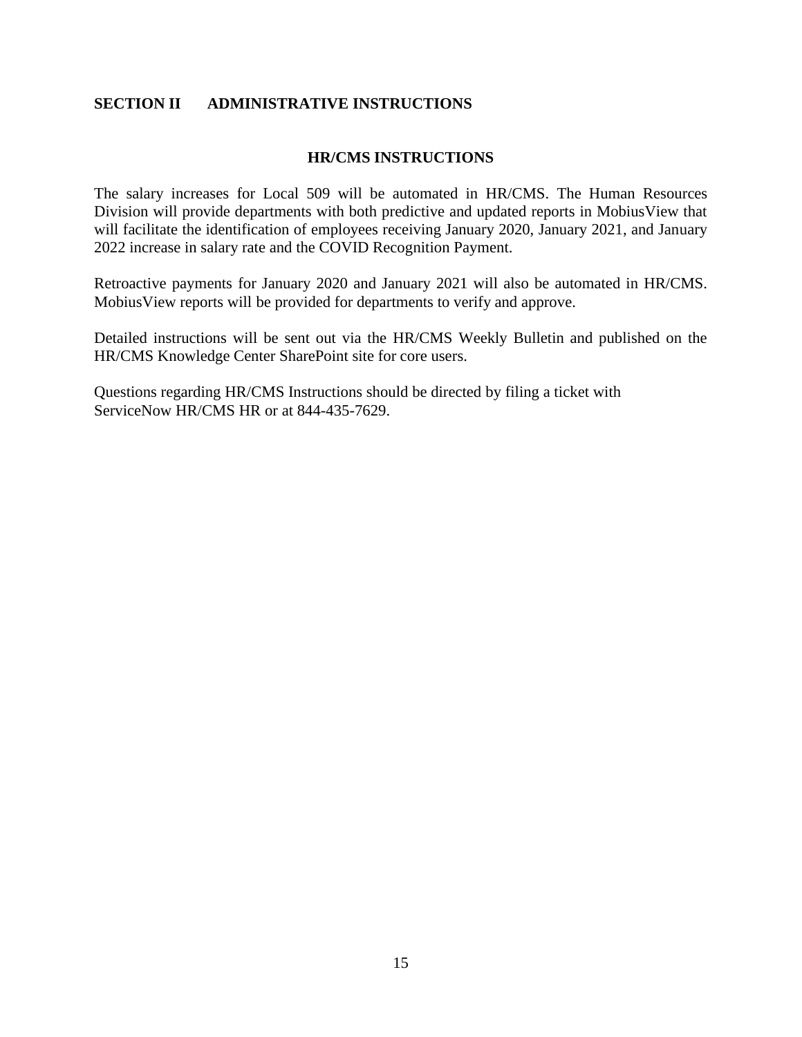## SECTION II ADMINISTRATIVE INSTRUCTIONS

### HR/CMS INSTRUCTIONS

The salary increases for Local 509 will be automated in HR/CMS. The Human Resources Division will provide departments with both predictive and updated reports in MobiusView that will facilitate the identification of employees receiving January 2020, January 2021, and January 2022 increase in salary rate and the COVID Recognition Payment.

Retroactive payments for January 2020 and January 2021 will also be automated in HR/CMS. MobiusView reports will be provided for departments to verify and approve.

Detailed instructions will be sent out via the HR/CMS Weekly Bulletin and published on the HR/CMS Knowledge Center SharePoint site for core users.

Questions regarding HR/CMS Instructions should be directed by filing a ticket with ServiceNow HR/CMS HR or at 844-435-7629.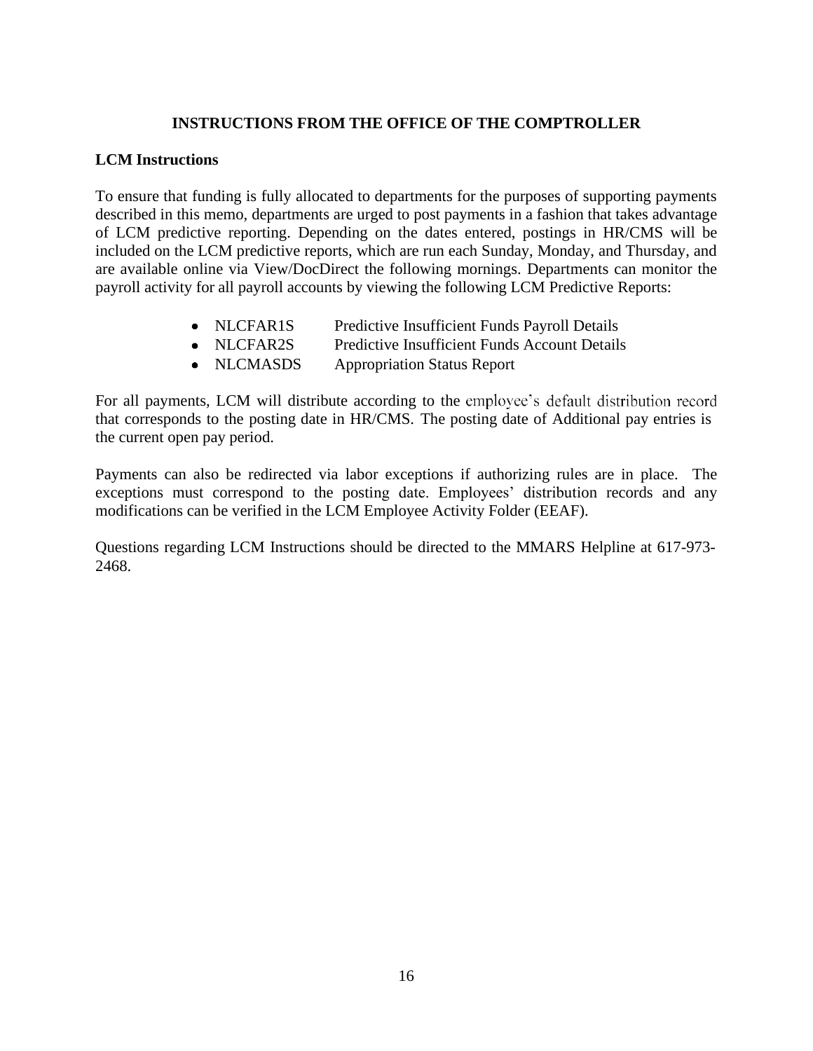## INSTRUCTIONS FROM THE OFFICE OF THE COMPTROLLER

### LCM Instructions

To ensure that funding is fully allocated to departments for the purposes of supporting payments described in this memo, departments are urged to post payments in a fashion that takes advantage of LCM predictive reporting. Depending on the dates entered, postings in HR/CMS will be included on the LCM predictive reports, which are run each Sunday, Monday, and Thursday, and are available online via View/DocDirect the following mornings. Departments can monitor the payroll activity for all payroll accounts by viewing the following LCM Predictive Reports:

- NLCFAR1S    Predictive Insufficient Funds Payroll Details
- NLCFAR2S    Predictive Insufficient Funds Account Details
- NLCMASDS    Appropriation Status Report

For all payments, LCM will distribute according to the employee's default distribution record that corresponds to the posting date in HR/CMS. The posting date of Additional pay entries is the current open pay period.

Payments can also be redirected via labor exceptions if authorizing rules are in place. The exceptions must correspond to the posting date. Employees' distribution records and any modifications can be verified in the LCM Employee Activity Folder (EEAF).

Questions regarding LCM Instructions should be directed to the MMARS Helpline at 617-973-2468.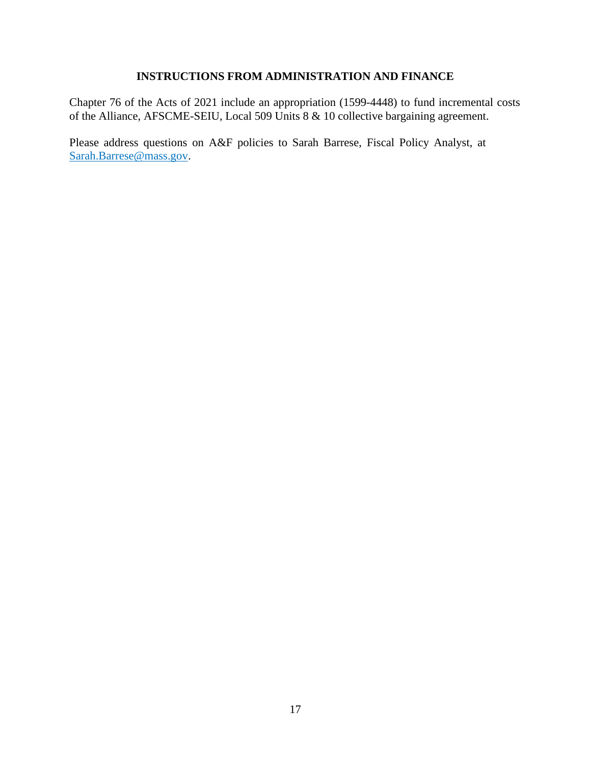## INSTRUCTIONS FROM ADMINISTRATION AND FINANCE

Chapter 76 of the Acts of 2021 include an appropriation (1599-4448) to fund incremental costs of the Alliance, AFSCME-SEIU, Local 509 Units 8 & 10 collective bargaining agreement.

Please address questions on A&F policies to Sarah Barrese, Fiscal Policy Analyst, at Sarah.Barrese@mass.gov.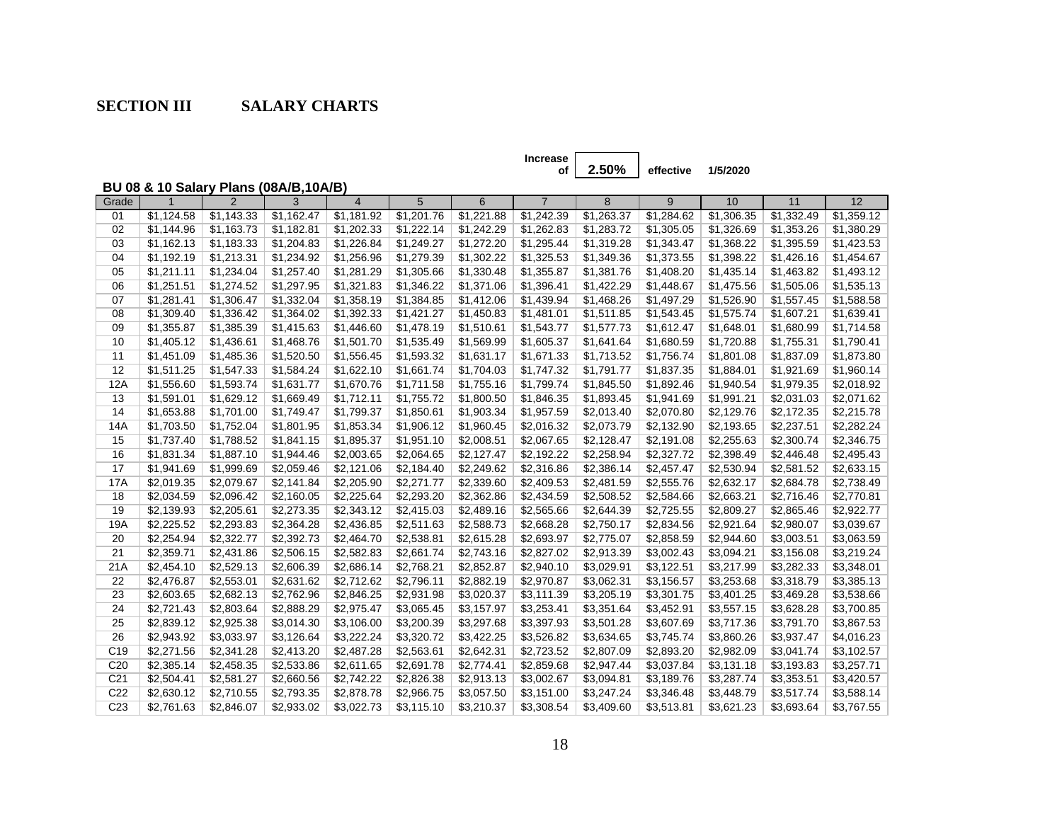# SECTION III SALARY CHARTS

Increase of **2.50%** effective **1/5/2020**

**BU 08 & 10 Salary Plans (08A/B,10A/B)**

| Grade | 1 | 2 | 3 | 4 | 5 | 6 | 7 | 8 | 9 | 10 | 11 | 12 |
|---|---|---|---|---|---|---|---|---|---|---|---|---|
| 01 | $1,124.58 | $1,143.33 | $1,162.47 | $1,181.92 | $1,201.76 | $1,221.88 | $1,242.39 | $1,263.37 | $1,284.62 | $1,306.35 | $1,332.49 | $1,359.12 |
| 02 | $1,144.96 | $1,163.73 | $1,182.81 | $1,202.33 | $1,222.14 | $1,242.29 | $1,262.83 | $1,283.72 | $1,305.05 | $1,326.69 | $1,353.26 | $1,380.29 |
| 03 | $1,162.13 | $1,183.33 | $1,204.83 | $1,226.84 | $1,249.27 | $1,272.20 | $1,295.44 | $1,319.28 | $1,343.47 | $1,368.22 | $1,395.59 | $1,423.53 |
| 04 | $1,192.19 | $1,213.31 | $1,234.92 | $1,256.96 | $1,279.39 | $1,302.22 | $1,325.53 | $1,349.36 | $1,373.55 | $1,398.22 | $1,426.16 | $1,454.67 |
| 05 | $1,211.11 | $1,234.04 | $1,257.40 | $1,281.29 | $1,305.66 | $1,330.48 | $1,355.87 | $1,381.76 | $1,408.20 | $1,435.14 | $1,463.82 | $1,493.12 |
| 06 | $1,251.51 | $1,274.52 | $1,297.95 | $1,321.83 | $1,346.22 | $1,371.06 | $1,396.41 | $1,422.29 | $1,448.67 | $1,475.56 | $1,505.06 | $1,535.13 |
| 07 | $1,281.41 | $1,306.47 | $1,332.04 | $1,358.19 | $1,384.85 | $1,412.06 | $1,439.94 | $1,468.26 | $1,497.29 | $1,526.90 | $1,557.45 | $1,588.58 |
| 08 | $1,309.40 | $1,336.42 | $1,364.02 | $1,392.33 | $1,421.27 | $1,450.83 | $1,481.01 | $1,511.85 | $1,543.45 | $1,575.74 | $1,607.21 | $1,639.41 |
| 09 | $1,355.87 | $1,385.39 | $1,415.63 | $1,446.60 | $1,478.19 | $1,510.61 | $1,543.77 | $1,577.73 | $1,612.47 | $1,648.01 | $1,680.99 | $1,714.58 |
| 10 | $1,405.12 | $1,436.61 | $1,468.76 | $1,501.70 | $1,535.49 | $1,569.99 | $1,605.37 | $1,641.64 | $1,680.59 | $1,720.88 | $1,755.31 | $1,790.41 |
| 11 | $1,451.09 | $1,485.36 | $1,520.50 | $1,556.45 | $1,593.32 | $1,631.17 | $1,671.33 | $1,713.52 | $1,756.74 | $1,801.08 | $1,837.09 | $1,873.80 |
| 12 | $1,511.25 | $1,547.33 | $1,584.24 | $1,622.10 | $1,661.74 | $1,704.03 | $1,747.32 | $1,791.77 | $1,837.35 | $1,884.01 | $1,921.69 | $1,960.14 |
| 12A | $1,556.60 | $1,593.74 | $1,631.77 | $1,670.76 | $1,711.58 | $1,755.16 | $1,799.74 | $1,845.50 | $1,892.46 | $1,940.54 | $1,979.35 | $2,018.92 |
| 13 | $1,591.01 | $1,629.12 | $1,669.49 | $1,712.11 | $1,755.72 | $1,800.50 | $1,846.35 | $1,893.45 | $1,941.69 | $1,991.21 | $2,031.03 | $2,071.62 |
| 14 | $1,653.88 | $1,701.00 | $1,749.47 | $1,799.37 | $1,850.61 | $1,903.34 | $1,957.59 | $2,013.40 | $2,070.80 | $2,129.76 | $2,172.35 | $2,215.78 |
| 14A | $1,703.50 | $1,752.04 | $1,801.95 | $1,853.34 | $1,906.12 | $1,960.45 | $2,016.32 | $2,073.79 | $2,132.90 | $2,193.65 | $2,237.51 | $2,282.24 |
| 15 | $1,737.40 | $1,788.52 | $1,841.15 | $1,895.37 | $1,951.10 | $2,008.51 | $2,067.65 | $2,128.47 | $2,191.08 | $2,255.63 | $2,300.74 | $2,346.75 |
| 16 | $1,831.34 | $1,887.10 | $1,944.46 | $2,003.65 | $2,064.65 | $2,127.47 | $2,192.22 | $2,258.94 | $2,327.72 | $2,398.49 | $2,446.48 | $2,495.43 |
| 17 | $1,941.69 | $1,999.69 | $2,059.46 | $2,121.06 | $2,184.40 | $2,249.62 | $2,316.86 | $2,386.14 | $2,457.47 | $2,530.94 | $2,581.52 | $2,633.15 |
| 17A | $2,019.35 | $2,079.67 | $2,141.84 | $2,205.90 | $2,271.77 | $2,339.60 | $2,409.53 | $2,481.59 | $2,555.76 | $2,632.17 | $2,684.78 | $2,738.49 |
| 18 | $2,034.59 | $2,096.42 | $2,160.05 | $2,225.64 | $2,293.20 | $2,362.86 | $2,434.59 | $2,508.52 | $2,584.66 | $2,663.21 | $2,716.46 | $2,770.81 |
| 19 | $2,139.93 | $2,205.61 | $2,273.35 | $2,343.12 | $2,415.03 | $2,489.16 | $2,565.66 | $2,644.39 | $2,725.55 | $2,809.27 | $2,865.46 | $2,922.77 |
| 19A | $2,225.52 | $2,293.83 | $2,364.28 | $2,436.85 | $2,511.63 | $2,588.73 | $2,668.28 | $2,750.17 | $2,834.56 | $2,921.64 | $2,980.07 | $3,039.67 |
| 20 | $2,254.94 | $2,322.77 | $2,392.73 | $2,464.70 | $2,538.81 | $2,615.28 | $2,693.97 | $2,775.07 | $2,858.59 | $2,944.60 | $3,003.51 | $3,063.59 |
| 21 | $2,359.71 | $2,431.86 | $2,506.15 | $2,582.83 | $2,661.74 | $2,743.16 | $2,827.02 | $2,913.39 | $3,002.43 | $3,094.21 | $3,156.08 | $3,219.24 |
| 21A | $2,454.10 | $2,529.13 | $2,606.39 | $2,686.14 | $2,768.21 | $2,852.87 | $2,940.10 | $3,029.91 | $3,122.51 | $3,217.99 | $3,282.33 | $3,348.01 |
| 22 | $2,476.87 | $2,553.01 | $2,631.62 | $2,712.62 | $2,796.11 | $2,882.19 | $2,970.87 | $3,062.31 | $3,156.57 | $3,253.68 | $3,318.79 | $3,385.13 |
| 23 | $2,603.65 | $2,682.13 | $2,762.96 | $2,846.25 | $2,931.98 | $3,020.37 | $3,111.39 | $3,205.19 | $3,301.75 | $3,401.25 | $3,469.28 | $3,538.66 |
| 24 | $2,721.43 | $2,803.64 | $2,888.29 | $2,975.47 | $3,065.45 | $3,157.97 | $3,253.41 | $3,351.64 | $3,452.91 | $3,557.15 | $3,628.28 | $3,700.85 |
| 25 | $2,839.12 | $2,925.38 | $3,014.30 | $3,106.00 | $3,200.39 | $3,297.68 | $3,397.93 | $3,501.28 | $3,607.69 | $3,717.36 | $3,791.70 | $3,867.53 |
| 26 | $2,943.92 | $3,033.97 | $3,126.64 | $3,222.24 | $3,320.72 | $3,422.25 | $3,526.82 | $3,634.65 | $3,745.74 | $3,860.26 | $3,937.47 | $4,016.23 |
| C19 | $2,271.56 | $2,341.28 | $2,413.20 | $2,487.28 | $2,563.61 | $2,642.31 | $2,723.52 | $2,807.09 | $2,893.20 | $2,982.09 | $3,041.74 | $3,102.57 |
| C20 | $2,385.14 | $2,458.35 | $2,533.86 | $2,611.65 | $2,691.78 | $2,774.41 | $2,859.68 | $2,947.44 | $3,037.84 | $3,131.18 | $3,193.83 | $3,257.71 |
| C21 | $2,504.41 | $2,581.27 | $2,660.56 | $2,742.22 | $2,826.38 | $2,913.13 | $3,002.67 | $3,094.81 | $3,189.76 | $3,287.74 | $3,353.51 | $3,420.57 |
| C22 | $2,630.12 | $2,710.55 | $2,793.35 | $2,878.78 | $2,966.75 | $3,057.50 | $3,151.00 | $3,247.24 | $3,346.48 | $3,448.79 | $3,517.74 | $3,588.14 |
| C23 | $2,761.63 | $2,846.07 | $2,933.02 | $3,022.73 | $3,115.10 | $3,210.37 | $3,308.54 | $3,409.60 | $3,513.81 | $3,621.23 | $3,693.64 | $3,767.55 |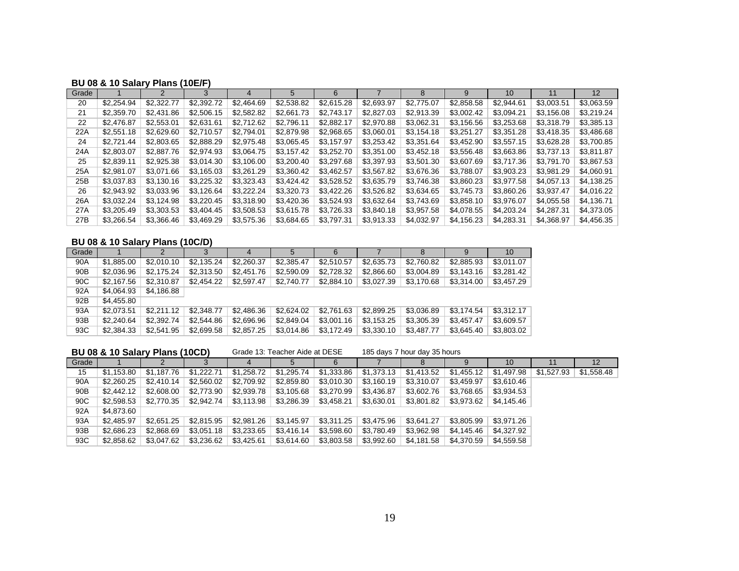**BU 08 & 10 Salary Plans (10E/F)**

| Grade | 1 | 2 | 3 | 4 | 5 | 6 | 7 | 8 | 9 | 10 | 11 | 12 |
|---|---|---|---|---|---|---|---|---|---|---|---|---|
| 20 | $2,254.94 | $2,322.77 | $2,392.72 | $2,464.69 | $2,538.82 | $2,615.28 | $2,693.97 | $2,775.07 | $2,858.58 | $2,944.61 | $3,003.51 | $3,063.59 |
| 21 | $2,359.70 | $2,431.86 | $2,506.15 | $2,582.82 | $2,661.73 | $2,743.17 | $2,827.03 | $2,913.39 | $3,002.42 | $3,094.21 | $3,156.08 | $3,219.24 |
| 22 | $2,476.87 | $2,553.01 | $2,631.61 | $2,712.62 | $2,796.11 | $2,882.17 | $2,970.88 | $3,062.31 | $3,156.56 | $3,253.68 | $3,318.79 | $3,385.13 |
| 22A | $2,551.18 | $2,629.60 | $2,710.57 | $2,794.01 | $2,879.98 | $2,968.65 | $3,060.01 | $3,154.18 | $3,251.27 | $3,351.28 | $3,418.35 | $3,486.68 |
| 24 | $2,721.44 | $2,803.65 | $2,888.29 | $2,975.48 | $3,065.45 | $3,157.97 | $3,253.42 | $3,351.64 | $3,452.90 | $3,557.15 | $3,628.28 | $3,700.85 |
| 24A | $2,803.07 | $2,887.76 | $2,974.93 | $3,064.75 | $3,157.42 | $3,252.70 | $3,351.00 | $3,452.18 | $3,556.48 | $3,663.86 | $3,737.13 | $3,811.87 |
| 25 | $2,839.11 | $2,925.38 | $3,014.30 | $3,106.00 | $3,200.40 | $3,297.68 | $3,397.93 | $3,501.30 | $3,607.69 | $3,717.36 | $3,791.70 | $3,867.53 |
| 25A | $2,981.07 | $3,071.66 | $3,165.03 | $3,261.29 | $3,360.42 | $3,462.57 | $3,567.82 | $3,676.36 | $3,788.07 | $3,903.23 | $3,981.29 | $4,060.91 |
| 25B | $3,037.83 | $3,130.16 | $3,225.32 | $3,323.43 | $3,424.42 | $3,528.52 | $3,635.79 | $3,746.38 | $3,860.23 | $3,977.58 | $4,057.13 | $4,138.25 |
| 26 | $2,943.92 | $3,033.96 | $3,126.64 | $3,222.24 | $3,320.73 | $3,422.26 | $3,526.82 | $3,634.65 | $3,745.73 | $3,860.26 | $3,937.47 | $4,016.22 |
| 26A | $3,032.24 | $3,124.98 | $3,220.45 | $3,318.90 | $3,420.36 | $3,524.93 | $3,632.64 | $3,743.69 | $3,858.10 | $3,976.07 | $4,055.58 | $4,136.71 |
| 27A | $3,205.49 | $3,303.53 | $3,404.45 | $3,508.53 | $3,615.78 | $3,726.33 | $3,840.18 | $3,957.58 | $4,078.55 | $4,203.24 | $4,287.31 | $4,373.05 |
| 27B | $3,266.54 | $3,366.46 | $3,469.29 | $3,575.36 | $3,684.65 | $3,797.31 | $3,913.33 | $4,032.97 | $4,156.23 | $4,283.31 | $4,368.97 | $4,456.35 |

**BU 08 & 10 Salary Plans (10C/D)**

| Grade | 1 | 2 | 3 | 4 | 5 | 6 | 7 | 8 | 9 | 10 |
|---|---|---|---|---|---|---|---|---|---|---|
| 90A | $1,885.00 | $2,010.10 | $2,135.24 | $2,260.37 | $2,385.47 | $2,510.57 | $2,635.73 | $2,760.82 | $2,885.93 | $3,011.07 |
| 90B | $2,036.96 | $2,175.24 | $2,313.50 | $2,451.76 | $2,590.09 | $2,728.32 | $2,866.60 | $3,004.89 | $3,143.16 | $3,281.42 |
| 90C | $2,167.56 | $2,310.87 | $2,454.22 | $2,597.47 | $2,740.77 | $2,884.10 | $3,027.39 | $3,170.68 | $3,314.00 | $3,457.29 |
| 92A | $4,064.93 | $4,186.88 | | | | | | | | |
| 92B | $4,455.80 | | | | | | | | | |
| 93A | $2,073.51 | $2,211.12 | $2,348.77 | $2,486.36 | $2,624.02 | $2,761.63 | $2,899.25 | $3,036.89 | $3,174.54 | $3,312.17 |
| 93B | $2,240.64 | $2,392.74 | $2,544.86 | $2,696.96 | $2,849.04 | $3,001.16 | $3,153.25 | $3,305.39 | $3,457.47 | $3,609.57 |
| 93C | $2,384.33 | $2,541.95 | $2,699.58 | $2,857.25 | $3,014.86 | $3,172.49 | $3,330.10 | $3,487.77 | $3,645.40 | $3,803.02 |

**BU 08 & 10 Salary Plans (10CD)** Grade 13: Teacher Aide at DESE 185 days 7 hour day 35 hours

| Grade | 1 | 2 | 3 | 4 | 5 | 6 | 7 | 8 | 9 | 10 | 11 | 12 |
|---|---|---|---|---|---|---|---|---|---|---|---|---|
| 15 | $1,153.80 | $1,187.76 | $1,222.71 | $1,258.72 | $1,295.74 | $1,333.86 | $1,373.13 | $1,413.52 | $1,455.12 | $1,497.98 | $1,527.93 | $1,558.48 |
| 90A | $2,260.25 | $2,410.14 | $2,560.02 | $2,709.92 | $2,859.80 | $3,010.30 | $3,160.19 | $3,310.07 | $3,459.97 | $3,610.46 | | |
| 90B | $2,442.12 | $2,608.00 | $2,773.90 | $2,939.78 | $3,105.68 | $3,270.99 | $3,436.87 | $3,602.76 | $3,768.65 | $3,934.53 | | |
| 90C | $2,598.53 | $2,770.35 | $2,942.74 | $3,113.98 | $3,286.39 | $3,458.21 | $3,630.01 | $3,801.82 | $3,973.62 | $4,145.46 | | |
| 92A | $4,873.60 | | | | | | | | | | | |
| 93A | $2,485.97 | $2,651.25 | $2,815.95 | $2,981.26 | $3,145.97 | $3,311.25 | $3,475.96 | $3,641.27 | $3,805.99 | $3,971.26 | | |
| 93B | $2,686.23 | $2,868.69 | $3,051.18 | $3,233.65 | $3,416.14 | $3,598.60 | $3,780.49 | $3,962.98 | $4,145.46 | $4,327.92 | | |
| 93C | $2,858.62 | $3,047.62 | $3,236.62 | $3,425.61 | $3,614.60 | $3,803.58 | $3,992.60 | $4,181.58 | $4,370.59 | $4,559.58 | | |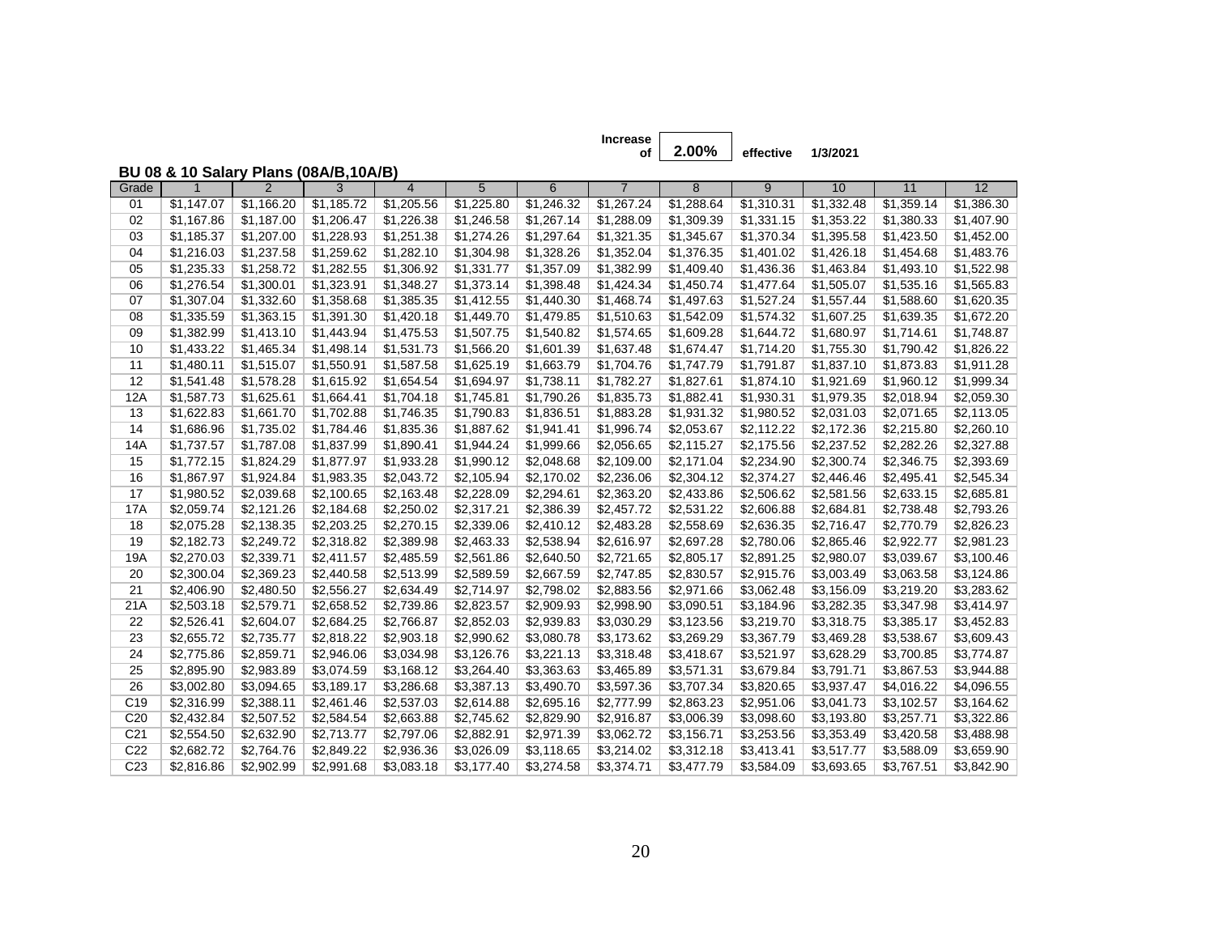Increase of **2.00%** effective 1/3/2021

**BU 08 & 10 Salary Plans (08A/B,10A/B)**

| Grade | 1 | 2 | 3 | 4 | 5 | 6 | 7 | 8 | 9 | 10 | 11 | 12 |
|---|---|---|---|---|---|---|---|---|---|---|---|---|
| 01 | $1,147.07 | $1,166.20 | $1,185.72 | $1,205.56 | $1,225.80 | $1,246.32 | $1,267.24 | $1,288.64 | $1,310.31 | $1,332.48 | $1,359.14 | $1,386.30 |
| 02 | $1,167.86 | $1,187.00 | $1,206.47 | $1,226.38 | $1,246.58 | $1,267.14 | $1,288.09 | $1,309.39 | $1,331.15 | $1,353.22 | $1,380.33 | $1,407.90 |
| 03 | $1,185.37 | $1,207.00 | $1,228.93 | $1,251.38 | $1,274.26 | $1,297.64 | $1,321.35 | $1,345.67 | $1,370.34 | $1,395.58 | $1,423.50 | $1,452.00 |
| 04 | $1,216.03 | $1,237.58 | $1,259.62 | $1,282.10 | $1,304.98 | $1,328.26 | $1,352.04 | $1,376.35 | $1,401.02 | $1,426.18 | $1,454.68 | $1,483.76 |
| 05 | $1,235.33 | $1,258.72 | $1,282.55 | $1,306.92 | $1,331.77 | $1,357.09 | $1,382.99 | $1,409.40 | $1,436.36 | $1,463.84 | $1,493.10 | $1,522.98 |
| 06 | $1,276.54 | $1,300.01 | $1,323.91 | $1,348.27 | $1,373.14 | $1,398.48 | $1,424.34 | $1,450.74 | $1,477.64 | $1,505.07 | $1,535.16 | $1,565.83 |
| 07 | $1,307.04 | $1,332.60 | $1,358.68 | $1,385.35 | $1,412.55 | $1,440.30 | $1,468.74 | $1,497.63 | $1,527.24 | $1,557.44 | $1,588.60 | $1,620.35 |
| 08 | $1,335.59 | $1,363.15 | $1,391.30 | $1,420.18 | $1,449.70 | $1,479.85 | $1,510.63 | $1,542.09 | $1,574.32 | $1,607.25 | $1,639.35 | $1,672.20 |
| 09 | $1,382.99 | $1,413.10 | $1,443.94 | $1,475.53 | $1,507.75 | $1,540.82 | $1,574.65 | $1,609.28 | $1,644.72 | $1,680.97 | $1,714.61 | $1,748.87 |
| 10 | $1,433.22 | $1,465.34 | $1,498.14 | $1,531.73 | $1,566.20 | $1,601.39 | $1,637.48 | $1,674.47 | $1,714.20 | $1,755.30 | $1,790.42 | $1,826.22 |
| 11 | $1,480.11 | $1,515.07 | $1,550.91 | $1,587.58 | $1,625.19 | $1,663.79 | $1,704.76 | $1,747.79 | $1,791.87 | $1,837.10 | $1,873.83 | $1,911.28 |
| 12 | $1,541.48 | $1,578.28 | $1,615.92 | $1,654.54 | $1,694.97 | $1,738.11 | $1,782.27 | $1,827.61 | $1,874.10 | $1,921.69 | $1,960.12 | $1,999.34 |
| 12A | $1,587.73 | $1,625.61 | $1,664.41 | $1,704.18 | $1,745.81 | $1,790.26 | $1,835.73 | $1,882.41 | $1,930.31 | $1,979.35 | $2,018.94 | $2,059.30 |
| 13 | $1,622.83 | $1,661.70 | $1,702.88 | $1,746.35 | $1,790.83 | $1,836.51 | $1,883.28 | $1,931.32 | $1,980.52 | $2,031.03 | $2,071.65 | $2,113.05 |
| 14 | $1,686.96 | $1,735.02 | $1,784.46 | $1,835.36 | $1,887.62 | $1,941.41 | $1,996.74 | $2,053.67 | $2,112.22 | $2,172.36 | $2,215.80 | $2,260.10 |
| 14A | $1,737.57 | $1,787.08 | $1,837.99 | $1,890.41 | $1,944.24 | $1,999.66 | $2,056.65 | $2,115.27 | $2,175.56 | $2,237.52 | $2,282.26 | $2,327.88 |
| 15 | $1,772.15 | $1,824.29 | $1,877.97 | $1,933.28 | $1,990.12 | $2,048.68 | $2,109.00 | $2,171.04 | $2,234.90 | $2,300.74 | $2,346.75 | $2,393.69 |
| 16 | $1,867.97 | $1,924.84 | $1,983.35 | $2,043.72 | $2,105.94 | $2,170.02 | $2,236.06 | $2,304.12 | $2,374.27 | $2,446.46 | $2,495.41 | $2,545.34 |
| 17 | $1,980.52 | $2,039.68 | $2,100.65 | $2,163.48 | $2,228.09 | $2,294.61 | $2,363.20 | $2,433.86 | $2,506.62 | $2,581.56 | $2,633.15 | $2,685.81 |
| 17A | $2,059.74 | $2,121.26 | $2,184.68 | $2,250.02 | $2,317.21 | $2,386.39 | $2,457.72 | $2,531.22 | $2,606.88 | $2,684.81 | $2,738.48 | $2,793.26 |
| 18 | $2,075.28 | $2,138.35 | $2,203.25 | $2,270.15 | $2,339.06 | $2,410.12 | $2,483.28 | $2,558.69 | $2,636.35 | $2,716.47 | $2,770.79 | $2,826.23 |
| 19 | $2,182.73 | $2,249.72 | $2,318.82 | $2,389.98 | $2,463.33 | $2,538.94 | $2,616.97 | $2,697.28 | $2,780.06 | $2,865.46 | $2,922.77 | $2,981.23 |
| 19A | $2,270.03 | $2,339.71 | $2,411.57 | $2,485.59 | $2,561.86 | $2,640.50 | $2,721.65 | $2,805.17 | $2,891.25 | $2,980.07 | $3,039.67 | $3,100.46 |
| 20 | $2,300.04 | $2,369.23 | $2,440.58 | $2,513.99 | $2,589.59 | $2,667.59 | $2,747.85 | $2,830.57 | $2,915.76 | $3,003.49 | $3,063.58 | $3,124.86 |
| 21 | $2,406.90 | $2,480.50 | $2,556.27 | $2,634.49 | $2,714.97 | $2,798.02 | $2,883.56 | $2,971.66 | $3,062.48 | $3,156.09 | $3,219.20 | $3,283.62 |
| 21A | $2,503.18 | $2,579.71 | $2,658.52 | $2,739.86 | $2,823.57 | $2,909.93 | $2,998.90 | $3,090.51 | $3,184.96 | $3,282.35 | $3,347.98 | $3,414.97 |
| 22 | $2,526.41 | $2,604.07 | $2,684.25 | $2,766.87 | $2,852.03 | $2,939.83 | $3,030.29 | $3,123.56 | $3,219.70 | $3,318.75 | $3,385.17 | $3,452.83 |
| 23 | $2,655.72 | $2,735.77 | $2,818.22 | $2,903.18 | $2,990.62 | $3,080.78 | $3,173.62 | $3,269.29 | $3,367.79 | $3,469.28 | $3,538.67 | $3,609.43 |
| 24 | $2,775.86 | $2,859.71 | $2,946.06 | $3,034.98 | $3,126.76 | $3,221.13 | $3,318.48 | $3,418.67 | $3,521.97 | $3,628.29 | $3,700.85 | $3,774.87 |
| 25 | $2,895.90 | $2,983.89 | $3,074.59 | $3,168.12 | $3,264.40 | $3,363.63 | $3,465.89 | $3,571.31 | $3,679.84 | $3,791.71 | $3,867.53 | $3,944.88 |
| 26 | $3,002.80 | $3,094.65 | $3,189.17 | $3,286.68 | $3,387.13 | $3,490.70 | $3,597.36 | $3,707.34 | $3,820.65 | $3,937.47 | $4,016.22 | $4,096.55 |
| C19 | $2,316.99 | $2,388.11 | $2,461.46 | $2,537.03 | $2,614.88 | $2,695.16 | $2,777.99 | $2,863.23 | $2,951.06 | $3,041.73 | $3,102.57 | $3,164.62 |
| C20 | $2,432.84 | $2,507.52 | $2,584.54 | $2,663.88 | $2,745.62 | $2,829.90 | $2,916.87 | $3,006.39 | $3,098.60 | $3,193.80 | $3,257.71 | $3,322.86 |
| C21 | $2,554.50 | $2,632.90 | $2,713.77 | $2,797.06 | $2,882.91 | $2,971.39 | $3,062.72 | $3,156.71 | $3,253.56 | $3,353.49 | $3,420.58 | $3,488.98 |
| C22 | $2,682.72 | $2,764.76 | $2,849.22 | $2,936.36 | $3,026.09 | $3,118.65 | $3,214.02 | $3,312.18 | $3,413.41 | $3,517.77 | $3,588.09 | $3,659.90 |
| C23 | $2,816.86 | $2,902.99 | $2,991.68 | $3,083.18 | $3,177.40 | $3,274.58 | $3,374.71 | $3,477.79 | $3,584.09 | $3,693.65 | $3,767.51 | $3,842.90 |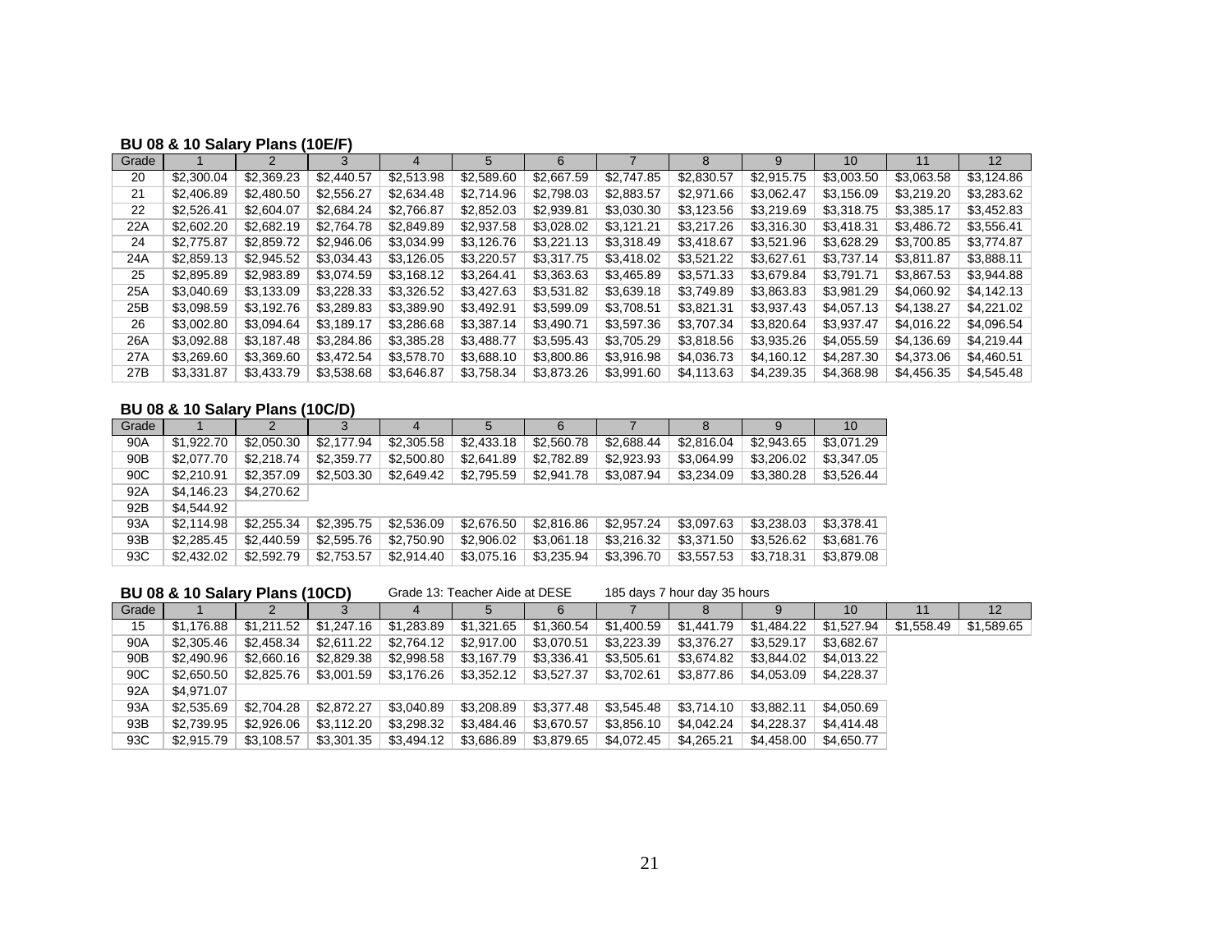**BU 08 & 10 Salary Plans (10E/F)**

| Grade | 1 | 2 | 3 | 4 | 5 | 6 | 7 | 8 | 9 | 10 | 11 | 12 |
|---|---|---|---|---|---|---|---|---|---|---|---|---|
| 20 | $2,300.04 | $2,369.23 | $2,440.57 | $2,513.98 | $2,589.60 | $2,667.59 | $2,747.85 | $2,830.57 | $2,915.75 | $3,003.50 | $3,063.58 | $3,124.86 |
| 21 | $2,406.89 | $2,480.50 | $2,556.27 | $2,634.48 | $2,714.96 | $2,798.03 | $2,883.57 | $2,971.66 | $3,062.47 | $3,156.09 | $3,219.20 | $3,283.62 |
| 22 | $2,526.41 | $2,604.07 | $2,684.24 | $2,766.87 | $2,852.03 | $2,939.81 | $3,030.30 | $3,123.56 | $3,219.69 | $3,318.75 | $3,385.17 | $3,452.83 |
| 22A | $2,602.20 | $2,682.19 | $2,764.78 | $2,849.89 | $2,937.58 | $3,028.02 | $3,121.21 | $3,217.26 | $3,316.30 | $3,418.31 | $3,486.72 | $3,556.41 |
| 24 | $2,775.87 | $2,859.72 | $2,946.06 | $3,034.99 | $3,126.76 | $3,221.13 | $3,318.49 | $3,418.67 | $3,521.96 | $3,628.29 | $3,700.85 | $3,774.87 |
| 24A | $2,859.13 | $2,945.52 | $3,034.43 | $3,126.05 | $3,220.57 | $3,317.75 | $3,418.02 | $3,521.22 | $3,627.61 | $3,737.14 | $3,811.87 | $3,888.11 |
| 25 | $2,895.89 | $2,983.89 | $3,074.59 | $3,168.12 | $3,264.41 | $3,363.63 | $3,465.89 | $3,571.33 | $3,679.84 | $3,791.71 | $3,867.53 | $3,944.88 |
| 25A | $3,040.69 | $3,133.09 | $3,228.33 | $3,326.52 | $3,427.63 | $3,531.82 | $3,639.18 | $3,749.89 | $3,863.83 | $3,981.29 | $4,060.92 | $4,142.13 |
| 25B | $3,098.59 | $3,192.76 | $3,289.83 | $3,389.90 | $3,492.91 | $3,599.09 | $3,708.51 | $3,821.31 | $3,937.43 | $4,057.13 | $4,138.27 | $4,221.02 |
| 26 | $3,002.80 | $3,094.64 | $3,189.17 | $3,286.68 | $3,387.14 | $3,490.71 | $3,597.36 | $3,707.34 | $3,820.64 | $3,937.47 | $4,016.22 | $4,096.54 |
| 26A | $3,092.88 | $3,187.48 | $3,284.86 | $3,385.28 | $3,488.77 | $3,595.43 | $3,705.29 | $3,818.56 | $3,935.26 | $4,055.59 | $4,136.69 | $4,219.44 |
| 27A | $3,269.60 | $3,369.60 | $3,472.54 | $3,578.70 | $3,688.10 | $3,800.86 | $3,916.98 | $4,036.73 | $4,160.12 | $4,287.30 | $4,373.06 | $4,460.51 |
| 27B | $3,331.87 | $3,433.79 | $3,538.68 | $3,646.87 | $3,758.34 | $3,873.26 | $3,991.60 | $4,113.63 | $4,239.35 | $4,368.98 | $4,456.35 | $4,545.48 |

**BU 08 & 10 Salary Plans (10C/D)**

| Grade | 1 | 2 | 3 | 4 | 5 | 6 | 7 | 8 | 9 | 10 |
|---|---|---|---|---|---|---|---|---|---|---|
| 90A | $1,922.70 | $2,050.30 | $2,177.94 | $2,305.58 | $2,433.18 | $2,560.78 | $2,688.44 | $2,816.04 | $2,943.65 | $3,071.29 |
| 90B | $2,077.70 | $2,218.74 | $2,359.77 | $2,500.80 | $2,641.89 | $2,782.89 | $2,923.93 | $3,064.99 | $3,206.02 | $3,347.05 |
| 90C | $2,210.91 | $2,357.09 | $2,503.30 | $2,649.42 | $2,795.59 | $2,941.78 | $3,087.94 | $3,234.09 | $3,380.28 | $3,526.44 |
| 92A | $4,146.23 | $4,270.62 | | | | | | | | |
| 92B | $4,544.92 | | | | | | | | | |
| 93A | $2,114.98 | $2,255.34 | $2,395.75 | $2,536.09 | $2,676.50 | $2,816.86 | $2,957.24 | $3,097.63 | $3,238.03 | $3,378.41 |
| 93B | $2,285.45 | $2,440.59 | $2,595.76 | $2,750.90 | $2,906.02 | $3,061.18 | $3,216.32 | $3,371.50 | $3,526.62 | $3,681.76 |
| 93C | $2,432.02 | $2,592.79 | $2,753.57 | $2,914.40 | $3,075.16 | $3,235.94 | $3,396.70 | $3,557.53 | $3,718.31 | $3,879.08 |

**BU 08 & 10 Salary Plans (10CD)** Grade 13: Teacher Aide at DESE 185 days 7 hour day 35 hours

| Grade | 1 | 2 | 3 | 4 | 5 | 6 | 7 | 8 | 9 | 10 | 11 | 12 |
|---|---|---|---|---|---|---|---|---|---|---|---|---|
| 15 | $1,176.88 | $1,211.52 | $1,247.16 | $1,283.89 | $1,321.65 | $1,360.54 | $1,400.59 | $1,441.79 | $1,484.22 | $1,527.94 | $1,558.49 | $1,589.65 |
| 90A | $2,305.46 | $2,458.34 | $2,611.22 | $2,764.12 | $2,917.00 | $3,070.51 | $3,223.39 | $3,376.27 | $3,529.17 | $3,682.67 | | |
| 90B | $2,490.96 | $2,660.16 | $2,829.38 | $2,998.58 | $3,167.79 | $3,336.41 | $3,505.61 | $3,674.82 | $3,844.02 | $4,013.22 | | |
| 90C | $2,650.50 | $2,825.76 | $3,001.59 | $3,176.26 | $3,352.12 | $3,527.37 | $3,702.61 | $3,877.86 | $4,053.09 | $4,228.37 | | |
| 92A | $4,971.07 | | | | | | | | | | | |
| 93A | $2,535.69 | $2,704.28 | $2,872.27 | $3,040.89 | $3,208.89 | $3,377.48 | $3,545.48 | $3,714.10 | $3,882.11 | $4,050.69 | | |
| 93B | $2,739.95 | $2,926.06 | $3,112.20 | $3,298.32 | $3,484.46 | $3,670.57 | $3,856.10 | $4,042.24 | $4,228.37 | $4,414.48 | | |
| 93C | $2,915.79 | $3,108.57 | $3,301.35 | $3,494.12 | $3,686.89 | $3,879.65 | $4,072.45 | $4,265.21 | $4,458.00 | $4,650.77 | | |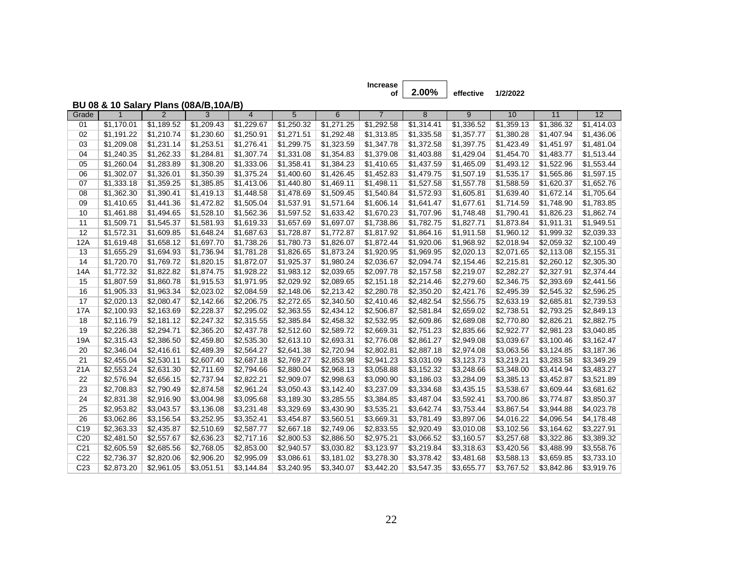Increase of **2.00%** effective 1/2/2022

### BU 08 & 10 Salary Plans (08A/B,10A/B)

| Grade | 1 | 2 | 3 | 4 | 5 | 6 | 7 | 8 | 9 | 10 | 11 | 12 |
|---|---|---|---|---|---|---|---|---|---|---|---|---|
| 01 | $1,170.01 | $1,189.52 | $1,209.43 | $1,229.67 | $1,250.32 | $1,271.25 | $1,292.58 | $1,314.41 | $1,336.52 | $1,359.13 | $1,386.32 | $1,414.03 |
| 02 | $1,191.22 | $1,210.74 | $1,230.60 | $1,250.91 | $1,271.51 | $1,292.48 | $1,313.85 | $1,335.58 | $1,357.77 | $1,380.28 | $1,407.94 | $1,436.06 |
| 03 | $1,209.08 | $1,231.14 | $1,253.51 | $1,276.41 | $1,299.75 | $1,323.59 | $1,347.78 | $1,372.58 | $1,397.75 | $1,423.49 | $1,451.97 | $1,481.04 |
| 04 | $1,240.35 | $1,262.33 | $1,284.81 | $1,307.74 | $1,331.08 | $1,354.83 | $1,379.08 | $1,403.88 | $1,429.04 | $1,454.70 | $1,483.77 | $1,513.44 |
| 05 | $1,260.04 | $1,283.89 | $1,308.20 | $1,333.06 | $1,358.41 | $1,384.23 | $1,410.65 | $1,437.59 | $1,465.09 | $1,493.12 | $1,522.96 | $1,553.44 |
| 06 | $1,302.07 | $1,326.01 | $1,350.39 | $1,375.24 | $1,400.60 | $1,426.45 | $1,452.83 | $1,479.75 | $1,507.19 | $1,535.17 | $1,565.86 | $1,597.15 |
| 07 | $1,333.18 | $1,359.25 | $1,385.85 | $1,413.06 | $1,440.80 | $1,469.11 | $1,498.11 | $1,527.58 | $1,557.78 | $1,588.59 | $1,620.37 | $1,652.76 |
| 08 | $1,362.30 | $1,390.41 | $1,419.13 | $1,448.58 | $1,478.69 | $1,509.45 | $1,540.84 | $1,572.93 | $1,605.81 | $1,639.40 | $1,672.14 | $1,705.64 |
| 09 | $1,410.65 | $1,441.36 | $1,472.82 | $1,505.04 | $1,537.91 | $1,571.64 | $1,606.14 | $1,641.47 | $1,677.61 | $1,714.59 | $1,748.90 | $1,783.85 |
| 10 | $1,461.88 | $1,494.65 | $1,528.10 | $1,562.36 | $1,597.52 | $1,633.42 | $1,670.23 | $1,707.96 | $1,748.48 | $1,790.41 | $1,826.23 | $1,862.74 |
| 11 | $1,509.71 | $1,545.37 | $1,581.93 | $1,619.33 | $1,657.69 | $1,697.07 | $1,738.86 | $1,782.75 | $1,827.71 | $1,873.84 | $1,911.31 | $1,949.51 |
| 12 | $1,572.31 | $1,609.85 | $1,648.24 | $1,687.63 | $1,728.87 | $1,772.87 | $1,817.92 | $1,864.16 | $1,911.58 | $1,960.12 | $1,999.32 | $2,039.33 |
| 12A | $1,619.48 | $1,658.12 | $1,697.70 | $1,738.26 | $1,780.73 | $1,826.07 | $1,872.44 | $1,920.06 | $1,968.92 | $2,018.94 | $2,059.32 | $2,100.49 |
| 13 | $1,655.29 | $1,694.93 | $1,736.94 | $1,781.28 | $1,826.65 | $1,873.24 | $1,920.95 | $1,969.95 | $2,020.13 | $2,071.65 | $2,113.08 | $2,155.31 |
| 14 | $1,720.70 | $1,769.72 | $1,820.15 | $1,872.07 | $1,925.37 | $1,980.24 | $2,036.67 | $2,094.74 | $2,154.46 | $2,215.81 | $2,260.12 | $2,305.30 |
| 14A | $1,772.32 | $1,822.82 | $1,874.75 | $1,928.22 | $1,983.12 | $2,039.65 | $2,097.78 | $2,157.58 | $2,219.07 | $2,282.27 | $2,327.91 | $2,374.44 |
| 15 | $1,807.59 | $1,860.78 | $1,915.53 | $1,971.95 | $2,029.92 | $2,089.65 | $2,151.18 | $2,214.46 | $2,279.60 | $2,346.75 | $2,393.69 | $2,441.56 |
| 16 | $1,905.33 | $1,963.34 | $2,023.02 | $2,084.59 | $2,148.06 | $2,213.42 | $2,280.78 | $2,350.20 | $2,421.76 | $2,495.39 | $2,545.32 | $2,596.25 |
| 17 | $2,020.13 | $2,080.47 | $2,142.66 | $2,206.75 | $2,272.65 | $2,340.50 | $2,410.46 | $2,482.54 | $2,556.75 | $2,633.19 | $2,685.81 | $2,739.53 |
| 17A | $2,100.93 | $2,163.69 | $2,228.37 | $2,295.02 | $2,363.55 | $2,434.12 | $2,506.87 | $2,581.84 | $2,659.02 | $2,738.51 | $2,793.25 | $2,849.13 |
| 18 | $2,116.79 | $2,181.12 | $2,247.32 | $2,315.55 | $2,385.84 | $2,458.32 | $2,532.95 | $2,609.86 | $2,689.08 | $2,770.80 | $2,826.21 | $2,882.75 |
| 19 | $2,226.38 | $2,294.71 | $2,365.20 | $2,437.78 | $2,512.60 | $2,589.72 | $2,669.31 | $2,751.23 | $2,835.66 | $2,922.77 | $2,981.23 | $3,040.85 |
| 19A | $2,315.43 | $2,386.50 | $2,459.80 | $2,535.30 | $2,613.10 | $2,693.31 | $2,776.08 | $2,861.27 | $2,949.08 | $3,039.67 | $3,100.46 | $3,162.47 |
| 20 | $2,346.04 | $2,416.61 | $2,489.39 | $2,564.27 | $2,641.38 | $2,720.94 | $2,802.81 | $2,887.18 | $2,974.08 | $3,063.56 | $3,124.85 | $3,187.36 |
| 21 | $2,455.04 | $2,530.11 | $2,607.40 | $2,687.18 | $2,769.27 | $2,853.98 | $2,941.23 | $3,031.09 | $3,123.73 | $3,219.21 | $3,283.58 | $3,349.29 |
| 21A | $2,553.24 | $2,631.30 | $2,711.69 | $2,794.66 | $2,880.04 | $2,968.13 | $3,058.88 | $3,152.32 | $3,248.66 | $3,348.00 | $3,414.94 | $3,483.27 |
| 22 | $2,576.94 | $2,656.15 | $2,737.94 | $2,822.21 | $2,909.07 | $2,998.63 | $3,090.90 | $3,186.03 | $3,284.09 | $3,385.13 | $3,452.87 | $3,521.89 |
| 23 | $2,708.83 | $2,790.49 | $2,874.58 | $2,961.24 | $3,050.43 | $3,142.40 | $3,237.09 | $3,334.68 | $3,435.15 | $3,538.67 | $3,609.44 | $3,681.62 |
| 24 | $2,831.38 | $2,916.90 | $3,004.98 | $3,095.68 | $3,189.30 | $3,285.55 | $3,384.85 | $3,487.04 | $3,592.41 | $3,700.86 | $3,774.87 | $3,850.37 |
| 25 | $2,953.82 | $3,043.57 | $3,136.08 | $3,231.48 | $3,329.69 | $3,430.90 | $3,535.21 | $3,642.74 | $3,753.44 | $3,867.54 | $3,944.88 | $4,023.78 |
| 26 | $3,062.86 | $3,156.54 | $3,252.95 | $3,352.41 | $3,454.87 | $3,560.51 | $3,669.31 | $3,781.49 | $3,897.06 | $4,016.22 | $4,096.54 | $4,178.48 |
| C19 | $2,363.33 | $2,435.87 | $2,510.69 | $2,587.77 | $2,667.18 | $2,749.06 | $2,833.55 | $2,920.49 | $3,010.08 | $3,102.56 | $3,164.62 | $3,227.91 |
| C20 | $2,481.50 | $2,557.67 | $2,636.23 | $2,717.16 | $2,800.53 | $2,886.50 | $2,975.21 | $3,066.52 | $3,160.57 | $3,257.68 | $3,322.86 | $3,389.32 |
| C21 | $2,605.59 | $2,685.56 | $2,768.05 | $2,853.00 | $2,940.57 | $3,030.82 | $3,123.97 | $3,219.84 | $3,318.63 | $3,420.56 | $3,488.99 | $3,558.76 |
| C22 | $2,736.37 | $2,820.06 | $2,906.20 | $2,995.09 | $3,086.61 | $3,181.02 | $3,278.30 | $3,378.42 | $3,481.68 | $3,588.13 | $3,659.85 | $3,733.10 |
| C23 | $2,873.20 | $2,961.05 | $3,051.51 | $3,144.84 | $3,240.95 | $3,340.07 | $3,442.20 | $3,547.35 | $3,655.77 | $3,767.52 | $3,842.86 | $3,919.76 |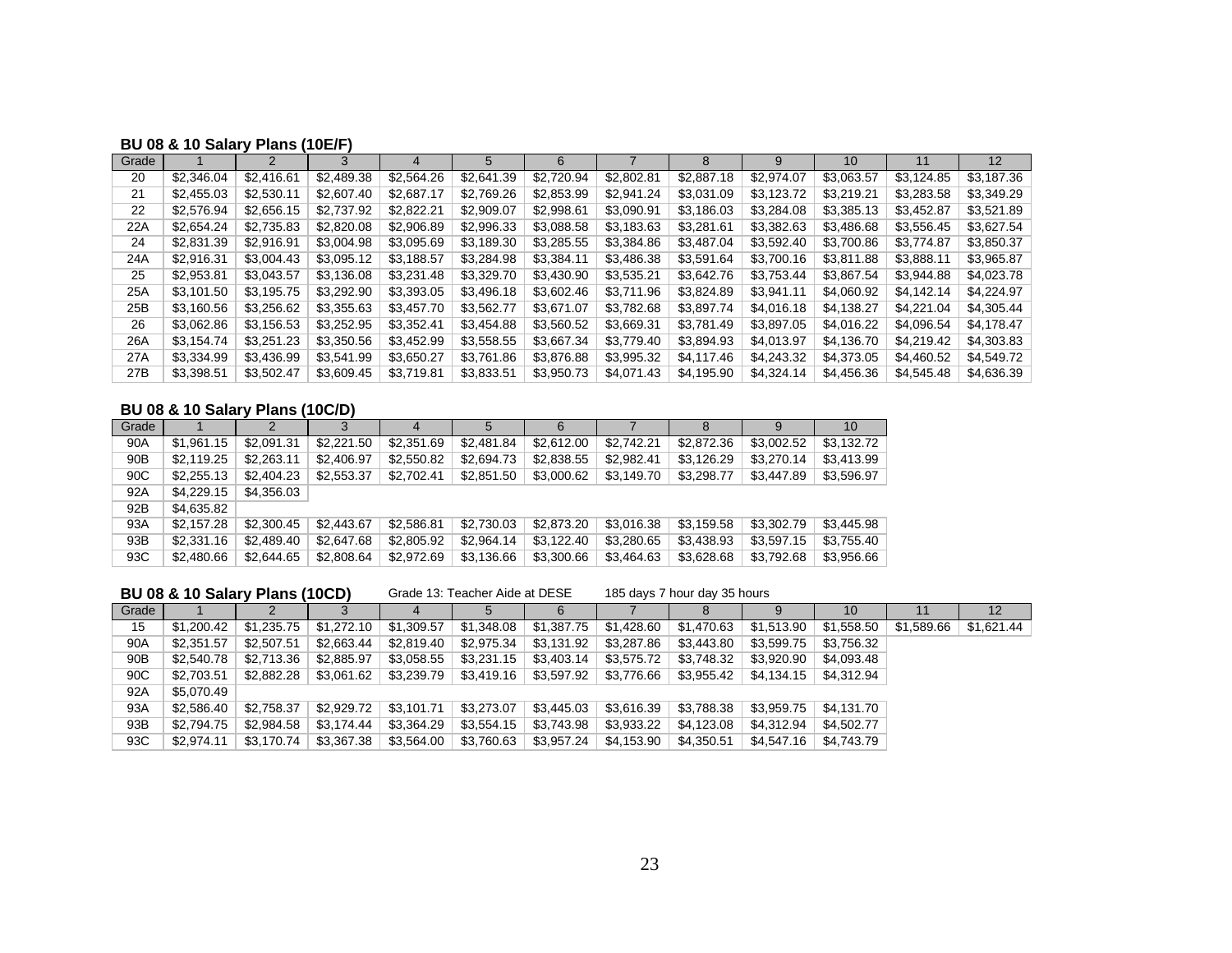**BU 08 & 10 Salary Plans (10E/F)**

| Grade | 1 | 2 | 3 | 4 | 5 | 6 | 7 | 8 | 9 | 10 | 11 | 12 |
|---|---|---|---|---|---|---|---|---|---|---|---|---|
| 20 | $2,346.04 | $2,416.61 | $2,489.38 | $2,564.26 | $2,641.39 | $2,720.94 | $2,802.81 | $2,887.18 | $2,974.07 | $3,063.57 | $3,124.85 | $3,187.36 |
| 21 | $2,455.03 | $2,530.11 | $2,607.40 | $2,687.17 | $2,769.26 | $2,853.99 | $2,941.24 | $3,031.09 | $3,123.72 | $3,219.21 | $3,283.58 | $3,349.29 |
| 22 | $2,576.94 | $2,656.15 | $2,737.92 | $2,822.21 | $2,909.07 | $2,998.61 | $3,090.91 | $3,186.03 | $3,284.08 | $3,385.13 | $3,452.87 | $3,521.89 |
| 22A | $2,654.24 | $2,735.83 | $2,820.08 | $2,906.89 | $2,996.33 | $3,088.58 | $3,183.63 | $3,281.61 | $3,382.63 | $3,486.68 | $3,556.45 | $3,627.54 |
| 24 | $2,831.39 | $2,916.91 | $3,004.98 | $3,095.69 | $3,189.30 | $3,285.55 | $3,384.86 | $3,487.04 | $3,592.40 | $3,700.86 | $3,774.87 | $3,850.37 |
| 24A | $2,916.31 | $3,004.43 | $3,095.12 | $3,188.57 | $3,284.98 | $3,384.11 | $3,486.38 | $3,591.64 | $3,700.16 | $3,811.88 | $3,888.11 | $3,965.87 |
| 25 | $2,953.81 | $3,043.57 | $3,136.08 | $3,231.48 | $3,329.70 | $3,430.90 | $3,535.21 | $3,642.76 | $3,753.44 | $3,867.54 | $3,944.88 | $4,023.78 |
| 25A | $3,101.50 | $3,195.75 | $3,292.90 | $3,393.05 | $3,496.18 | $3,602.46 | $3,711.96 | $3,824.89 | $3,941.11 | $4,060.92 | $4,142.14 | $4,224.97 |
| 25B | $3,160.56 | $3,256.62 | $3,355.63 | $3,457.70 | $3,562.77 | $3,671.07 | $3,782.68 | $3,897.74 | $4,016.18 | $4,138.27 | $4,221.04 | $4,305.44 |
| 26 | $3,062.86 | $3,156.53 | $3,252.95 | $3,352.41 | $3,454.88 | $3,560.52 | $3,669.31 | $3,781.49 | $3,897.05 | $4,016.22 | $4,096.54 | $4,178.47 |
| 26A | $3,154.74 | $3,251.23 | $3,350.56 | $3,452.99 | $3,558.55 | $3,667.34 | $3,779.40 | $3,894.93 | $4,013.97 | $4,136.70 | $4,219.42 | $4,303.83 |
| 27A | $3,334.99 | $3,436.99 | $3,541.99 | $3,650.27 | $3,761.86 | $3,876.88 | $3,995.32 | $4,117.46 | $4,243.32 | $4,373.05 | $4,460.52 | $4,549.72 |
| 27B | $3,398.51 | $3,502.47 | $3,609.45 | $3,719.81 | $3,833.51 | $3,950.73 | $4,071.43 | $4,195.90 | $4,324.14 | $4,456.36 | $4,545.48 | $4,636.39 |

**BU 08 & 10 Salary Plans (10C/D)**

| Grade | 1 | 2 | 3 | 4 | 5 | 6 | 7 | 8 | 9 | 10 |
|---|---|---|---|---|---|---|---|---|---|---|
| 90A | $1,961.15 | $2,091.31 | $2,221.50 | $2,351.69 | $2,481.84 | $2,612.00 | $2,742.21 | $2,872.36 | $3,002.52 | $3,132.72 |
| 90B | $2,119.25 | $2,263.11 | $2,406.97 | $2,550.82 | $2,694.73 | $2,838.55 | $2,982.41 | $3,126.29 | $3,270.14 | $3,413.99 |
| 90C | $2,255.13 | $2,404.23 | $2,553.37 | $2,702.41 | $2,851.50 | $3,000.62 | $3,149.70 | $3,298.77 | $3,447.89 | $3,596.97 |
| 92A | $4,229.15 | $4,356.03 | | | | | | | | |
| 92B | $4,635.82 | | | | | | | | | |
| 93A | $2,157.28 | $2,300.45 | $2,443.67 | $2,586.81 | $2,730.03 | $2,873.20 | $3,016.38 | $3,159.58 | $3,302.79 | $3,445.98 |
| 93B | $2,331.16 | $2,489.40 | $2,647.68 | $2,805.92 | $2,964.14 | $3,122.40 | $3,280.65 | $3,438.93 | $3,597.15 | $3,755.40 |
| 93C | $2,480.66 | $2,644.65 | $2,808.64 | $2,972.69 | $3,136.66 | $3,300.66 | $3,464.63 | $3,628.68 | $3,792.68 | $3,956.66 |

**BU 08 & 10 Salary Plans (10CD)** Grade 13: Teacher Aide at DESE 185 days 7 hour day 35 hours

| Grade | 1 | 2 | 3 | 4 | 5 | 6 | 7 | 8 | 9 | 10 | 11 | 12 |
|---|---|---|---|---|---|---|---|---|---|---|---|---|
| 15 | $1,200.42 | $1,235.75 | $1,272.10 | $1,309.57 | $1,348.08 | $1,387.75 | $1,428.60 | $1,470.63 | $1,513.90 | $1,558.50 | $1,589.66 | $1,621.44 |
| 90A | $2,351.57 | $2,507.51 | $2,663.44 | $2,819.40 | $2,975.34 | $3,131.92 | $3,287.86 | $3,443.80 | $3,599.75 | $3,756.32 | | |
| 90B | $2,540.78 | $2,713.36 | $2,885.97 | $3,058.55 | $3,231.15 | $3,403.14 | $3,575.72 | $3,748.32 | $3,920.90 | $4,093.48 | | |
| 90C | $2,703.51 | $2,882.28 | $3,061.62 | $3,239.79 | $3,419.16 | $3,597.92 | $3,776.66 | $3,955.42 | $4,134.15 | $4,312.94 | | |
| 92A | $5,070.49 | | | | | | | | | | | |
| 93A | $2,586.40 | $2,758.37 | $2,929.72 | $3,101.71 | $3,273.07 | $3,445.03 | $3,616.39 | $3,788.38 | $3,959.75 | $4,131.70 | | |
| 93B | $2,794.75 | $2,984.58 | $3,174.44 | $3,364.29 | $3,554.15 | $3,743.98 | $3,933.22 | $4,123.08 | $4,312.94 | $4,502.77 | | |
| 93C | $2,974.11 | $3,170.74 | $3,367.38 | $3,564.00 | $3,760.63 | $3,957.24 | $4,153.90 | $4,350.51 | $4,547.16 | $4,743.79 | | |